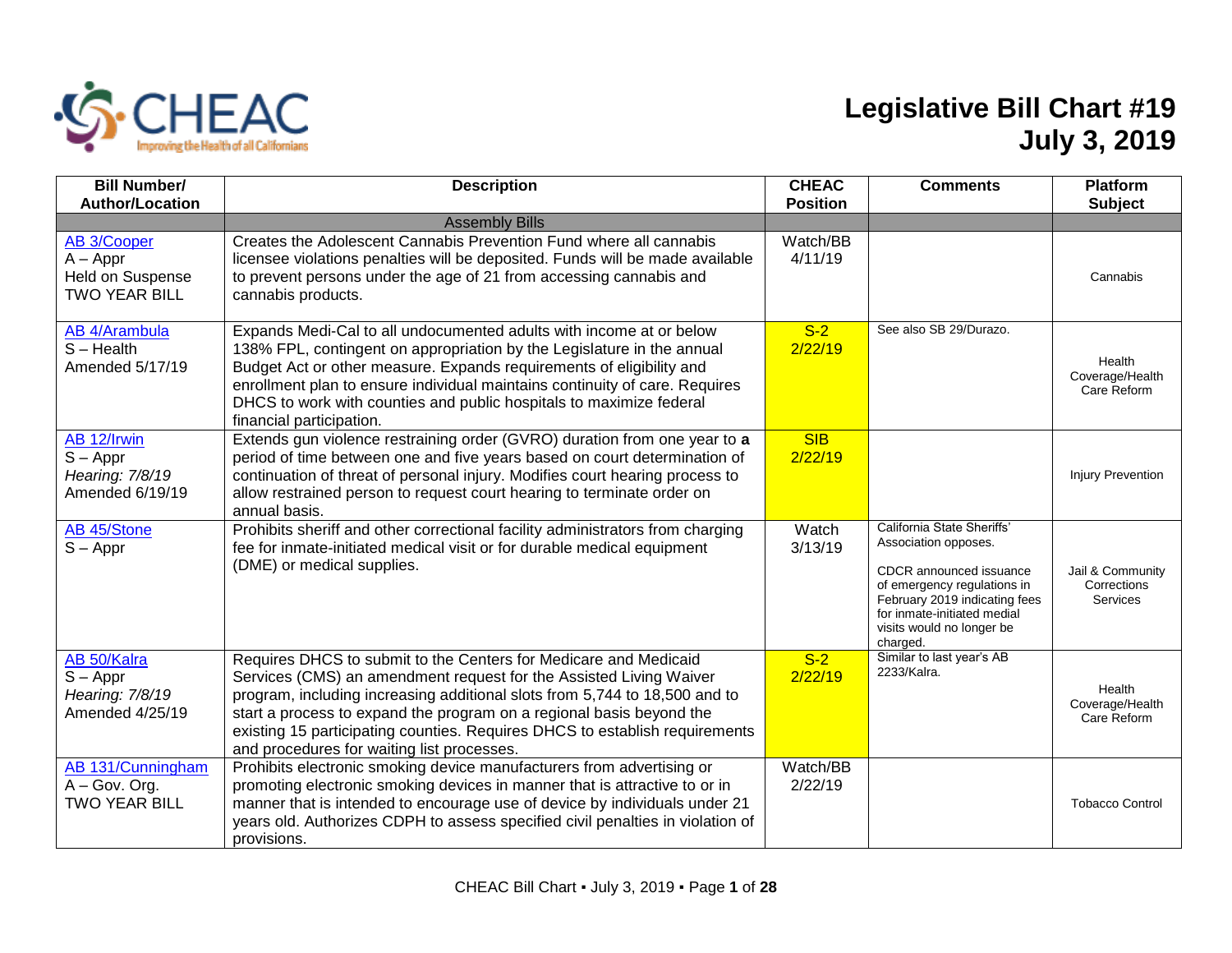CHEAC
Improving the Health of all Californians

# Legislative Bill Chart #19
# July 3, 2019

| Bill Number/ Author/Location | Description | CHEAC Position | Comments | Platform Subject |
|---|---|---|---|---|
| | Assembly Bills | | | |
| AB 3/Cooper<br>A – Appr<br>Held on Suspense<br>TWO YEAR BILL | Creates the Adolescent Cannabis Prevention Fund where all cannabis licensee violations penalties will be deposited. Funds will be made available to prevent persons under the age of 21 from accessing cannabis and cannabis products. | Watch/BB<br>4/11/19 | | Cannabis |
| AB 4/Arambula<br>S – Health<br>Amended 5/17/19 | Expands Medi-Cal to all undocumented adults with income at or below 138% FPL, contingent on appropriation by the Legislature in the annual Budget Act or other measure. Expands requirements of eligibility and enrollment plan to ensure individual maintains continuity of care. Requires DHCS to work with counties and public hospitals to maximize federal financial participation. | S-2<br>2/22/19 | See also SB 29/Durazo. | Health Coverage/Health Care Reform |
| AB 12/Irwin<br>S – Appr<br>*Hearing: 7/8/19*<br>Amended 6/19/19 | Extends gun violence restraining order (GVRO) duration from one year to **a** period of time between one and five years based on court determination of continuation of threat of personal injury. Modifies court hearing process to allow restrained person to request court hearing to terminate order on annual basis. | SIB<br>2/22/19 | | Injury Prevention |
| AB 45/Stone<br>S – Appr | Prohibits sheriff and other correctional facility administrators from charging fee for inmate-initiated medical visit or for durable medical equipment (DME) or medical supplies. | Watch<br>3/13/19 | California State Sheriffs' Association opposes.<br><br>CDCR announced issuance of emergency regulations in February 2019 indicating fees for inmate-initiated medial visits would no longer be charged. | Jail & Community Corrections Services |
| AB 50/Kalra<br>S – Appr<br>*Hearing: 7/8/19*<br>Amended 4/25/19 | Requires DHCS to submit to the Centers for Medicare and Medicaid Services (CMS) an amendment request for the Assisted Living Waiver program, including increasing additional slots from 5,744 to 18,500 and to start a process to expand the program on a regional basis beyond the existing 15 participating counties. Requires DHCS to establish requirements and procedures for waiting list processes. | S-2<br>2/22/19 | Similar to last year's AB 2233/Kalra. | Health Coverage/Health Care Reform |
| AB 131/Cunningham<br>A – Gov. Org.<br>TWO YEAR BILL | Prohibits electronic smoking device manufacturers from advertising or promoting electronic smoking devices in manner that is attractive to or in manner that is intended to encourage use of device by individuals under 21 years old. Authorizes CDPH to assess specified civil penalties in violation of provisions. | Watch/BB<br>2/22/19 | | Tobacco Control |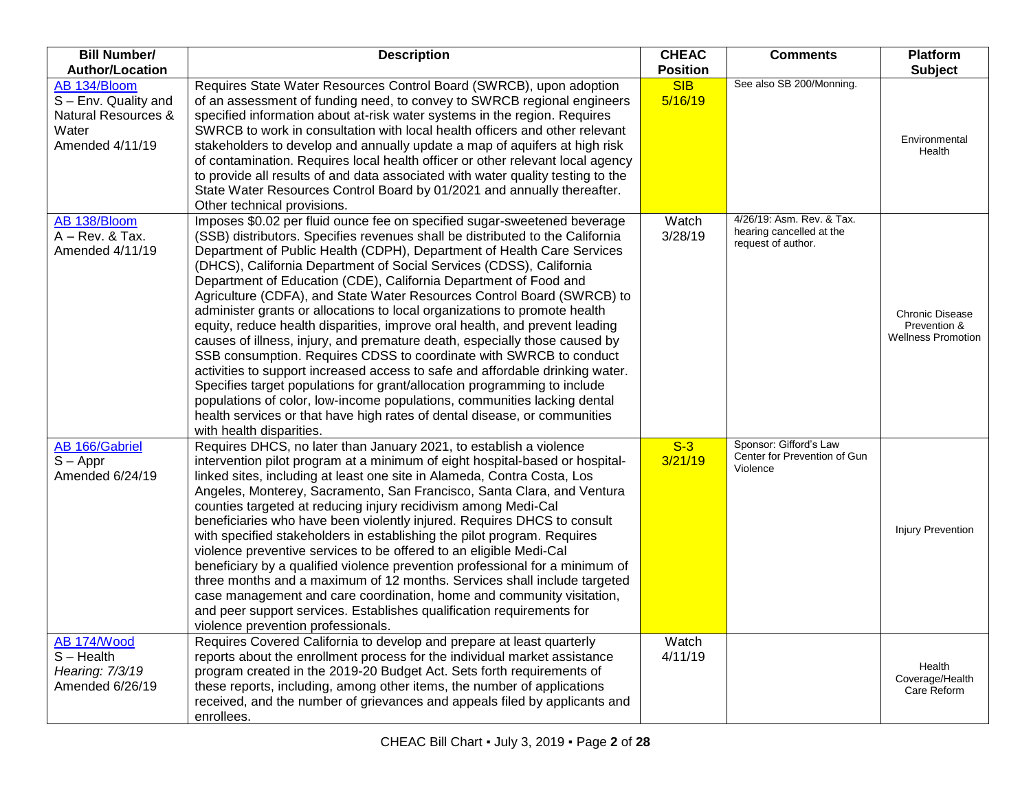| Bill Number/ Author/Location | Description | CHEAC Position | Comments | Platform Subject |
|---|---|---|---|---|
| AB 134/Bloom<br>S – Env. Quality and Natural Resources & Water<br>Amended 4/11/19 | Requires State Water Resources Control Board (SWRCB), upon adoption of an assessment of funding need, to convey to SWRCB regional engineers specified information about at-risk water systems in the region. Requires SWRCB to work in consultation with local health officers and other relevant stakeholders to develop and annually update a map of aquifers at high risk of contamination. Requires local health officer or other relevant local agency to provide all results of and data associated with water quality testing to the State Water Resources Control Board by 01/2021 and annually thereafter. Other technical provisions. | SIB<br>5/16/19 | See also SB 200/Monning. | Environmental Health |
| AB 138/Bloom<br>A – Rev. & Tax.<br>Amended 4/11/19 | Imposes $0.02 per fluid ounce fee on specified sugar-sweetened beverage (SSB) distributors. Specifies revenues shall be distributed to the California Department of Public Health (CDPH), Department of Health Care Services (DHCS), California Department of Social Services (CDSS), California Department of Education (CDE), California Department of Food and Agriculture (CDFA), and State Water Resources Control Board (SWRCB) to administer grants or allocations to local organizations to promote health equity, reduce health disparities, improve oral health, and prevent leading causes of illness, injury, and premature death, especially those caused by SSB consumption. Requires CDSS to coordinate with SWRCB to conduct activities to support increased access to safe and affordable drinking water. Specifies target populations for grant/allocation programming to include populations of color, low-income populations, communities lacking dental health services or that have high rates of dental disease, or communities with health disparities. | Watch<br>3/28/19 | 4/26/19: Asm. Rev. & Tax. hearing cancelled at the request of author. | Chronic Disease Prevention & Wellness Promotion |
| AB 166/Gabriel<br>S – Appr<br>Amended 6/24/19 | Requires DHCS, no later than January 2021, to establish a violence intervention pilot program at a minimum of eight hospital-based or hospital-linked sites, including at least one site in Alameda, Contra Costa, Los Angeles, Monterey, Sacramento, San Francisco, Santa Clara, and Ventura counties targeted at reducing injury recidivism among Medi-Cal beneficiaries who have been violently injured. Requires DHCS to consult with specified stakeholders in establishing the pilot program. Requires violence preventive services to be offered to an eligible Medi-Cal beneficiary by a qualified violence prevention professional for a minimum of three months and a maximum of 12 months. Services shall include targeted case management and care coordination, home and community visitation, and peer support services. Establishes qualification requirements for violence prevention professionals. | S-3<br>3/21/19 | Sponsor: Gifford's Law Center for Prevention of Gun Violence | Injury Prevention |
| AB 174/Wood<br>S – Health<br>*Hearing: 7/3/19*<br>Amended 6/26/19 | Requires Covered California to develop and prepare at least quarterly reports about the enrollment process for the individual market assistance program created in the 2019-20 Budget Act. Sets forth requirements of these reports, including, among other items, the number of applications received, and the number of grievances and appeals filed by applicants and enrollees. | Watch<br>4/11/19 | | Health Coverage/Health Care Reform |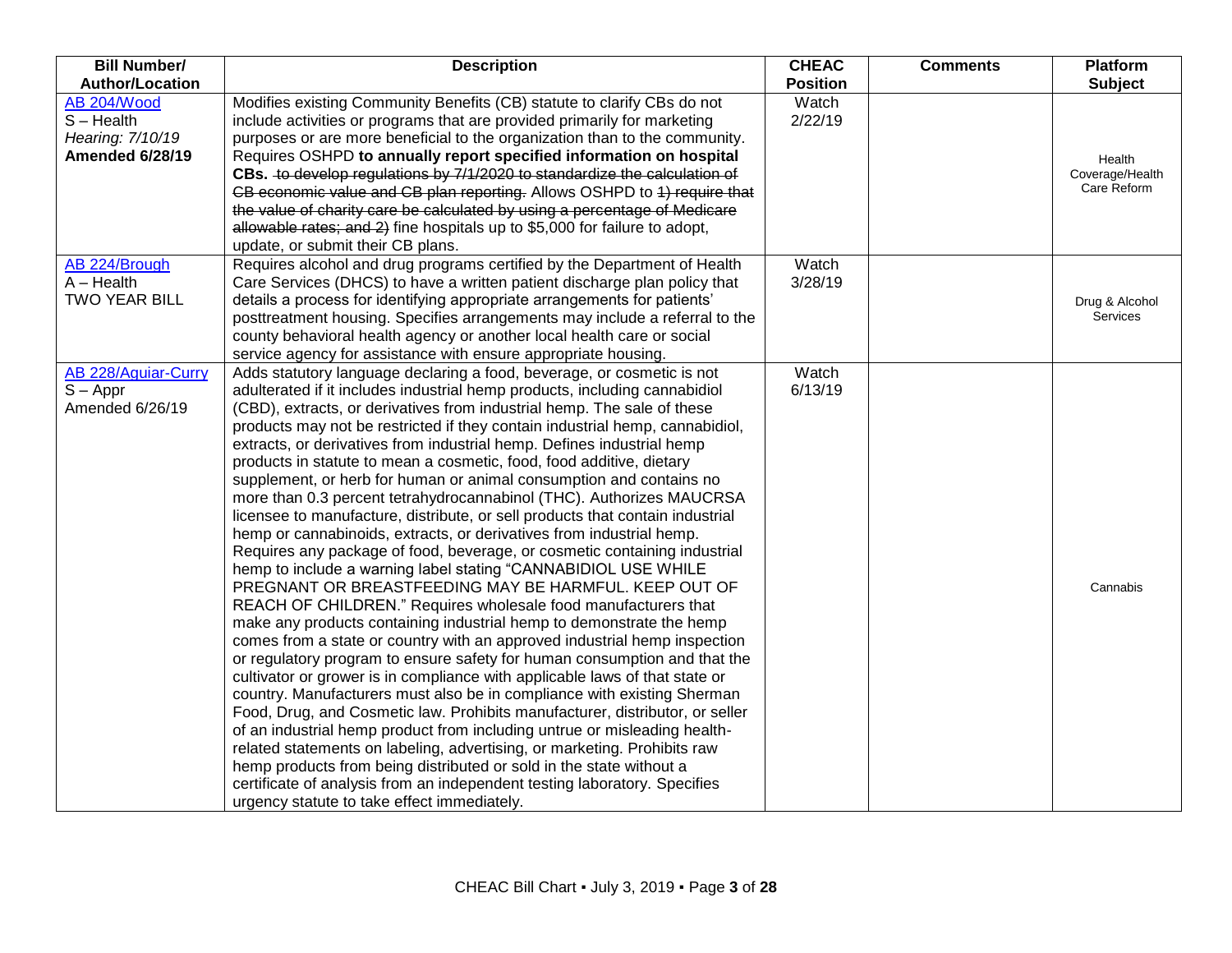| Bill Number/ Author/Location | Description | CHEAC Position | Comments | Platform Subject |
|---|---|---|---|---|
| AB 204/Wood<br>S – Health<br>*Hearing: 7/10/19*<br>**Amended 6/28/19** | Modifies existing Community Benefits (CB) statute to clarify CBs do not include activities or programs that are provided primarily for marketing purposes or are more beneficial to the organization than to the community. Requires OSHPD **to annually report specified information on hospital CBs.** ~~to develop regulations by 7/1/2020 to standardize the calculation of CB economic value and CB plan reporting.~~ Allows OSHPD to ~~1) require that the value of charity care be calculated by using a percentage of Medicare allowable rates; and 2)~~ fine hospitals up to $5,000 for failure to adopt, update, or submit their CB plans. | Watch<br>2/22/19 | | Health Coverage/Health Care Reform |
| AB 224/Brough<br>A – Health<br>TWO YEAR BILL | Requires alcohol and drug programs certified by the Department of Health Care Services (DHCS) to have a written patient discharge plan policy that details a process for identifying appropriate arrangements for patients' posttreatment housing. Specifies arrangements may include a referral to the county behavioral health agency or another local health care or social service agency for assistance with ensure appropriate housing. | Watch<br>3/28/19 | | Drug & Alcohol Services |
| AB 228/Aguiar-Curry<br>S – Appr<br>Amended 6/26/19 | Adds statutory language declaring a food, beverage, or cosmetic is not adulterated if it includes industrial hemp products, including cannabidiol (CBD), extracts, or derivatives from industrial hemp. The sale of these products may not be restricted if they contain industrial hemp, cannabidiol, extracts, or derivatives from industrial hemp. Defines industrial hemp products in statute to mean a cosmetic, food, food additive, dietary supplement, or herb for human or animal consumption and contains no more than 0.3 percent tetrahydrocannabinol (THC). Authorizes MAUCRSA licensee to manufacture, distribute, or sell products that contain industrial hemp or cannabinoids, extracts, or derivatives from industrial hemp. Requires any package of food, beverage, or cosmetic containing industrial hemp to include a warning label stating "CANNABIDIOL USE WHILE PREGNANT OR BREASTFEEDING MAY BE HARMFUL. KEEP OUT OF REACH OF CHILDREN." Requires wholesale food manufacturers that make any products containing industrial hemp to demonstrate the hemp comes from a state or country with an approved industrial hemp inspection or regulatory program to ensure safety for human consumption and that the cultivator or grower is in compliance with applicable laws of that state or country. Manufacturers must also be in compliance with existing Sherman Food, Drug, and Cosmetic law. Prohibits manufacturer, distributor, or seller of an industrial hemp product from including untrue or misleading health-related statements on labeling, advertising, or marketing. Prohibits raw hemp products from being distributed or sold in the state without a certificate of analysis from an independent testing laboratory. Specifies urgency statute to take effect immediately. | Watch<br>6/13/19 | | Cannabis |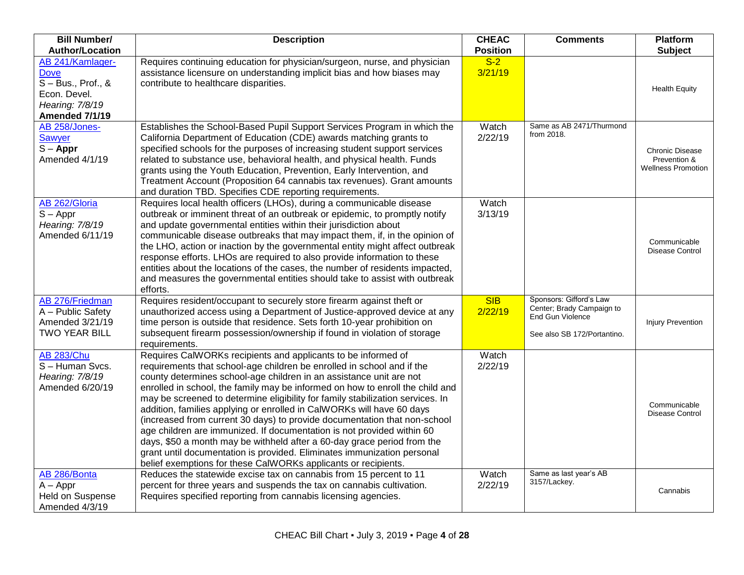| Bill Number/ Author/Location | Description | CHEAC Position | Comments | Platform Subject |
|---|---|---|---|---|
| AB 241/Kamlager-Dove<br>S – Bus., Prof., & Econ. Devel.<br>*Hearing: 7/8/19*<br>**Amended 7/1/19** | Requires continuing education for physician/surgeon, nurse, and physician assistance licensure on understanding implicit bias and how biases may contribute to healthcare disparities. | S-2<br>3/21/19 | | Health Equity |
| AB 258/Jones-Sawyer<br>S – **Appr**<br>Amended 4/1/19 | Establishes the School-Based Pupil Support Services Program in which the California Department of Education (CDE) awards matching grants to specified schools for the purposes of increasing student support services related to substance use, behavioral health, and physical health. Funds grants using the Youth Education, Prevention, Early Intervention, and Treatment Account (Proposition 64 cannabis tax revenues). Grant amounts and duration TBD. Specifies CDE reporting requirements. | Watch<br>2/22/19 | Same as AB 2471/Thurmond from 2018. | Chronic Disease Prevention & Wellness Promotion |
| AB 262/Gloria<br>S – Appr<br>*Hearing: 7/8/19*<br>Amended 6/11/19 | Requires local health officers (LHOs), during a communicable disease outbreak or imminent threat of an outbreak or epidemic, to promptly notify and update governmental entities within their jurisdiction about communicable disease outbreaks that may impact them, if, in the opinion of the LHO, action or inaction by the governmental entity might affect outbreak response efforts. LHOs are required to also provide information to these entities about the locations of the cases, the number of residents impacted, and measures the governmental entities should take to assist with outbreak efforts. | Watch<br>3/13/19 | | Communicable Disease Control |
| AB 276/Friedman<br>A – Public Safety<br>Amended 3/21/19<br>TWO YEAR BILL | Requires resident/occupant to securely store firearm against theft or unauthorized access using a Department of Justice-approved device at any time person is outside that residence. Sets forth 10-year prohibition on subsequent firearm possession/ownership if found in violation of storage requirements. | SIB<br>2/22/19 | Sponsors: Gifford's Law Center; Brady Campaign to End Gun Violence<br><br>See also SB 172/Portantino. | Injury Prevention |
| AB 283/Chu<br>S – Human Svcs.<br>*Hearing: 7/8/19*<br>Amended 6/20/19 | Requires CalWORKs recipients and applicants to be informed of requirements that school-age children be enrolled in school and if the county determines school-age children in an assistance unit are not enrolled in school, the family may be informed on how to enroll the child and may be screened to determine eligibility for family stabilization services. In addition, families applying or enrolled in CalWORKs will have 60 days (increased from current 30 days) to provide documentation that non-school age children are immunized. If documentation is not provided within 60 days, $50 a month may be withheld after a 60-day grace period from the grant until documentation is provided. Eliminates immunization personal belief exemptions for these CalWORKs applicants or recipients. | Watch<br>2/22/19 | | Communicable Disease Control |
| AB 286/Bonta<br>A – Appr<br>Held on Suspense<br>Amended 4/3/19 | Reduces the statewide excise tax on cannabis from 15 percent to 11 percent for three years and suspends the tax on cannabis cultivation. Requires specified reporting from cannabis licensing agencies. | Watch<br>2/22/19 | Same as last year's AB 3157/Lackey. | Cannabis |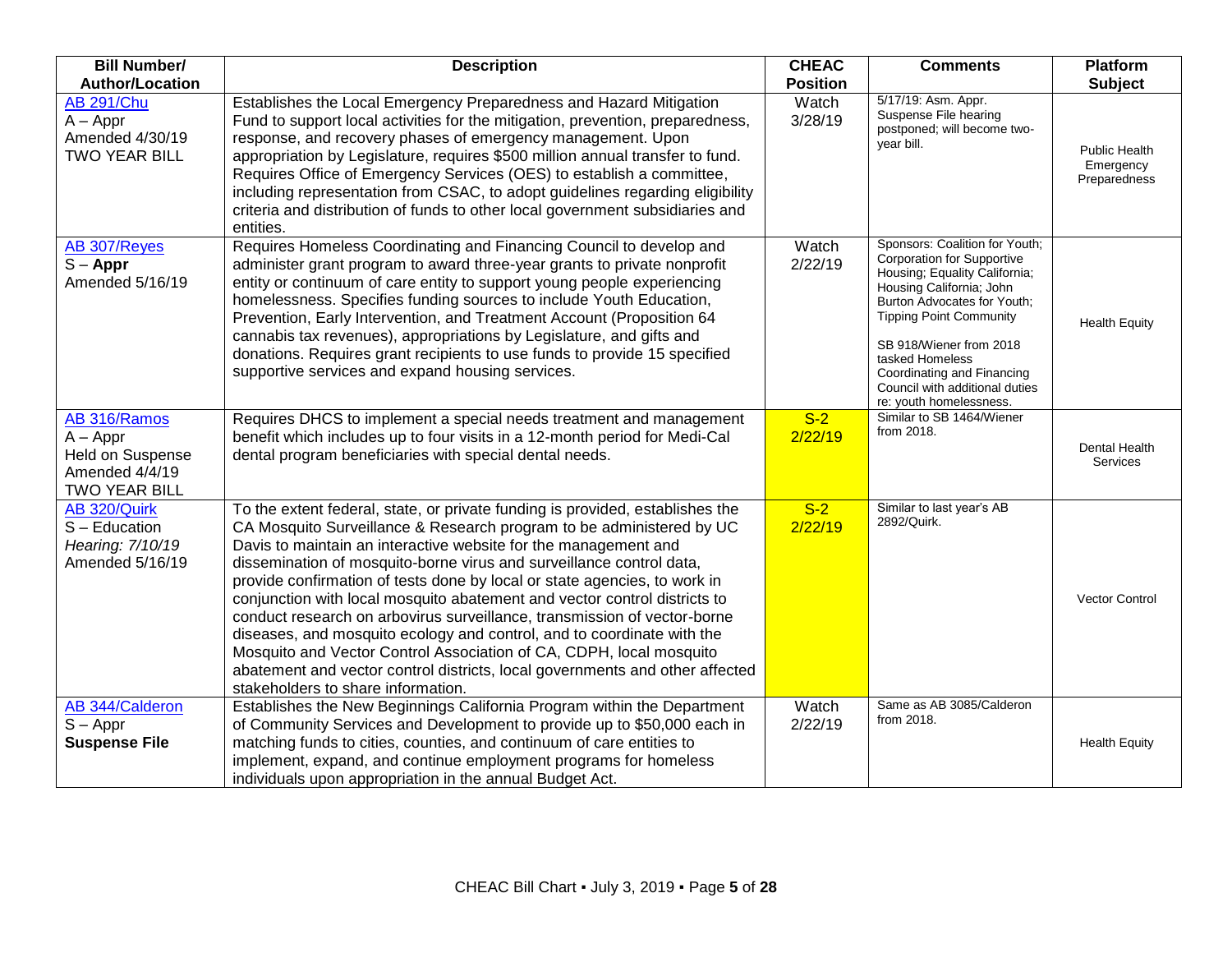| Bill Number/ Author/Location | Description | CHEAC Position | Comments | Platform Subject |
|---|---|---|---|---|
| AB 291/Chu<br>A – Appr<br>Amended 4/30/19<br>TWO YEAR BILL | Establishes the Local Emergency Preparedness and Hazard Mitigation Fund to support local activities for the mitigation, prevention, preparedness, response, and recovery phases of emergency management. Upon appropriation by Legislature, requires $500 million annual transfer to fund. Requires Office of Emergency Services (OES) to establish a committee, including representation from CSAC, to adopt guidelines regarding eligibility criteria and distribution of funds to other local government subsidiaries and entities. | Watch<br>3/28/19 | 5/17/19: Asm. Appr. Suspense File hearing postponed; will become two-year bill. | Public Health Emergency Preparedness |
| AB 307/Reyes<br>S – **Appr**<br>Amended 5/16/19 | Requires Homeless Coordinating and Financing Council to develop and administer grant program to award three-year grants to private nonprofit entity or continuum of care entity to support young people experiencing homelessness. Specifies funding sources to include Youth Education, Prevention, Early Intervention, and Treatment Account (Proposition 64 cannabis tax revenues), appropriations by Legislature, and gifts and donations. Requires grant recipients to use funds to provide 15 specified supportive services and expand housing services. | Watch<br>2/22/19 | Sponsors: Coalition for Youth; Corporation for Supportive Housing; Equality California; Housing California; John Burton Advocates for Youth; Tipping Point Community<br><br>SB 918/Wiener from 2018 tasked Homeless Coordinating and Financing Council with additional duties re: youth homelessness. | Health Equity |
| AB 316/Ramos<br>A – Appr<br>Held on Suspense<br>Amended 4/4/19<br>TWO YEAR BILL | Requires DHCS to implement a special needs treatment and management benefit which includes up to four visits in a 12-month period for Medi-Cal dental program beneficiaries with special dental needs. | S-2<br>2/22/19 | Similar to SB 1464/Wiener from 2018. | Dental Health Services |
| AB 320/Quirk<br>S – Education<br>*Hearing: 7/10/19*<br>Amended 5/16/19 | To the extent federal, state, or private funding is provided, establishes the CA Mosquito Surveillance & Research program to be administered by UC Davis to maintain an interactive website for the management and dissemination of mosquito-borne virus and surveillance control data, provide confirmation of tests done by local or state agencies, to work in conjunction with local mosquito abatement and vector control districts to conduct research on arbovirus surveillance, transmission of vector-borne diseases, and mosquito ecology and control, and to coordinate with the Mosquito and Vector Control Association of CA, CDPH, local mosquito abatement and vector control districts, local governments and other affected stakeholders to share information. | S-2<br>2/22/19 | Similar to last year's AB 2892/Quirk. | Vector Control |
| AB 344/Calderon<br>S – Appr<br>**Suspense File** | Establishes the New Beginnings California Program within the Department of Community Services and Development to provide up to $50,000 each in matching funds to cities, counties, and continuum of care entities to implement, expand, and continue employment programs for homeless individuals upon appropriation in the annual Budget Act. | Watch<br>2/22/19 | Same as AB 3085/Calderon from 2018. | Health Equity |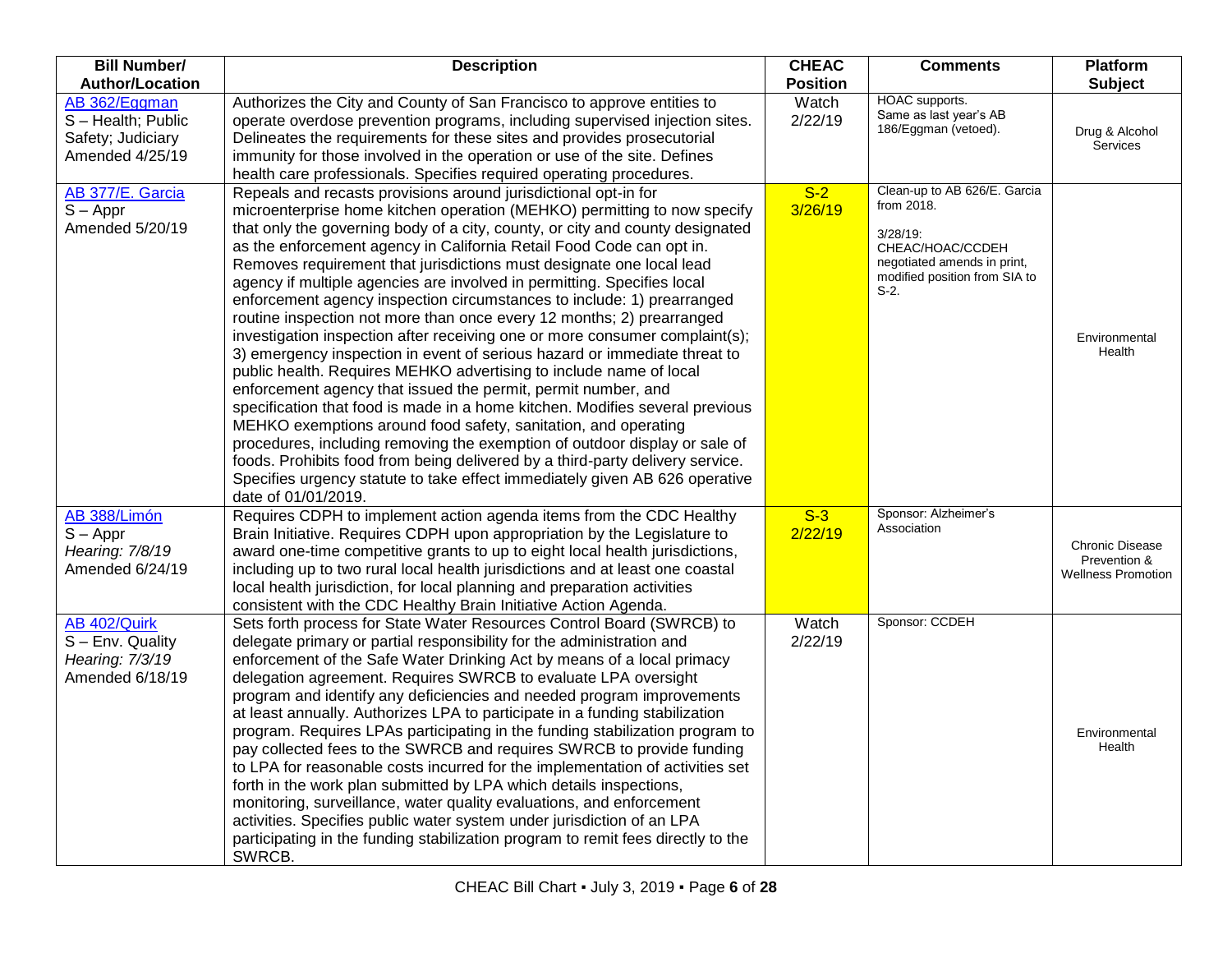| Bill Number/ Author/Location | Description | CHEAC Position | Comments | Platform Subject |
|---|---|---|---|---|
| AB 362/Eggman<br>S – Health; Public Safety; Judiciary<br>Amended 4/25/19 | Authorizes the City and County of San Francisco to approve entities to operate overdose prevention programs, including supervised injection sites. Delineates the requirements for these sites and provides prosecutorial immunity for those involved in the operation or use of the site. Defines health care professionals. Specifies required operating procedures. | Watch<br>2/22/19 | HOAC supports.<br>Same as last year's AB 186/Eggman (vetoed). | Drug & Alcohol Services |
| AB 377/E. Garcia<br>S – Appr<br>Amended 5/20/19 | Repeals and recasts provisions around jurisdictional opt-in for microenterprise home kitchen operation (MEHKO) permitting to now specify that only the governing body of a city, county, or city and county designated as the enforcement agency in California Retail Food Code can opt in. Removes requirement that jurisdictions must designate one local lead agency if multiple agencies are involved in permitting. Specifies local enforcement agency inspection circumstances to include: 1) prearranged routine inspection not more than once every 12 months; 2) prearranged investigation inspection after receiving one or more consumer complaint(s); 3) emergency inspection in event of serious hazard or immediate threat to public health. Requires MEHKO advertising to include name of local enforcement agency that issued the permit, permit number, and specification that food is made in a home kitchen. Modifies several previous MEHKO exemptions around food safety, sanitation, and operating procedures, including removing the exemption of outdoor display or sale of foods. Prohibits food from being delivered by a third-party delivery service. Specifies urgency statute to take effect immediately given AB 626 operative date of 01/01/2019. | S-2<br>3/26/19 | Clean-up to AB 626/E. Garcia from 2018.<br><br>3/28/19: CHEAC/HOAC/CCDEH negotiated amends in print, modified position from SIA to S-2. | Environmental Health |
| AB 388/Limón<br>S – Appr<br>*Hearing: 7/8/19*<br>Amended 6/24/19 | Requires CDPH to implement action agenda items from the CDC Healthy Brain Initiative. Requires CDPH upon appropriation by the Legislature to award one-time competitive grants to up to eight local health jurisdictions, including up to two rural local health jurisdictions and at least one coastal local health jurisdiction, for local planning and preparation activities consistent with the CDC Healthy Brain Initiative Action Agenda. | S-3<br>2/22/19 | Sponsor: Alzheimer's Association | Chronic Disease Prevention & Wellness Promotion |
| AB 402/Quirk<br>S – Env. Quality<br>*Hearing: 7/3/19*<br>Amended 6/18/19 | Sets forth process for State Water Resources Control Board (SWRCB) to delegate primary or partial responsibility for the administration and enforcement of the Safe Water Drinking Act by means of a local primacy delegation agreement. Requires SWRCB to evaluate LPA oversight program and identify any deficiencies and needed program improvements at least annually. Authorizes LPA to participate in a funding stabilization program. Requires LPAs participating in the funding stabilization program to pay collected fees to the SWRCB and requires SWRCB to provide funding to LPA for reasonable costs incurred for the implementation of activities set forth in the work plan submitted by LPA which details inspections, monitoring, surveillance, water quality evaluations, and enforcement activities. Specifies public water system under jurisdiction of an LPA participating in the funding stabilization program to remit fees directly to the SWRCB. | Watch<br>2/22/19 | Sponsor: CCDEH | Environmental Health |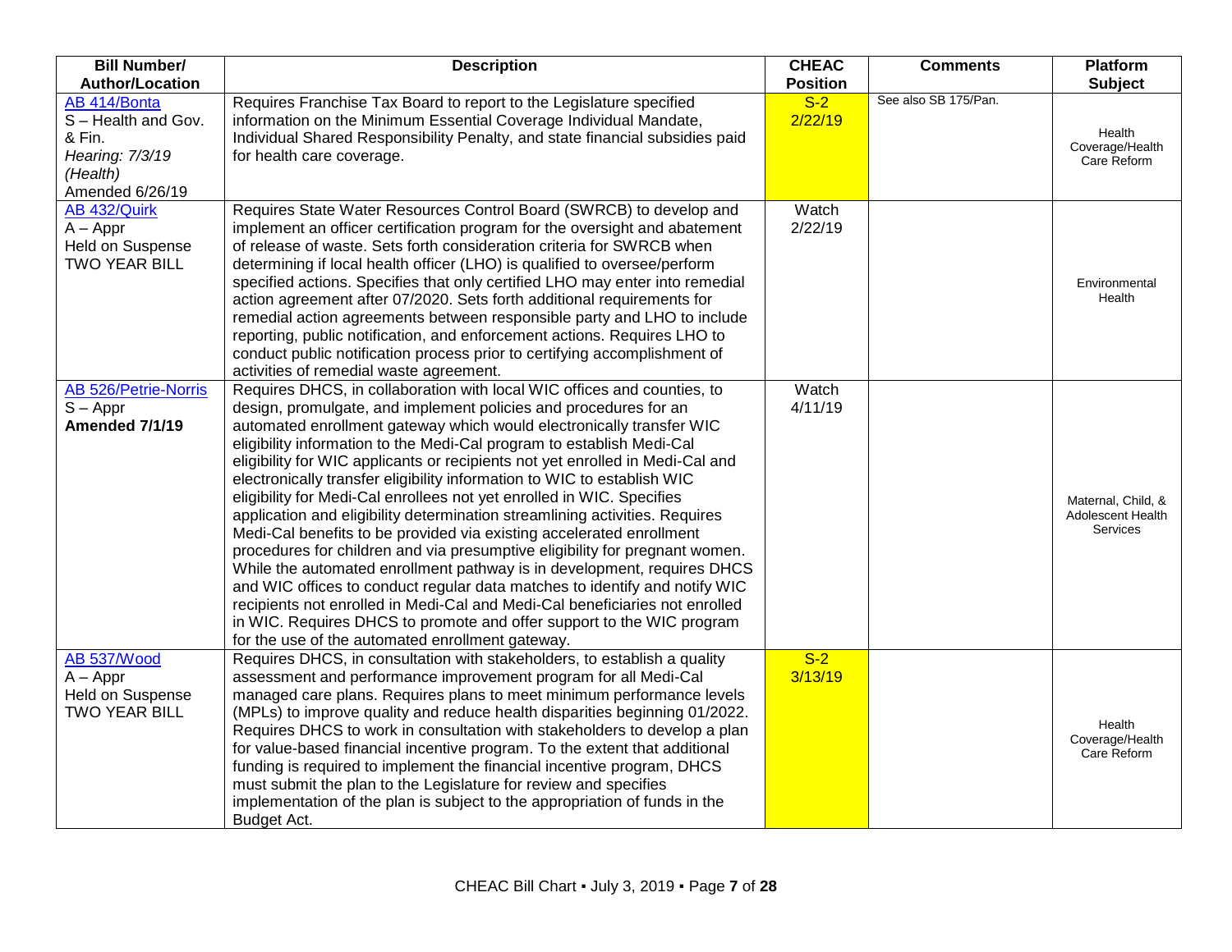| Bill Number/ Author/Location | Description | CHEAC Position | Comments | Platform Subject |
|---|---|---|---|---|
| AB 414/Bonta<br>S – Health and Gov. & Fin.<br>*Hearing: 7/3/19 (Health)*<br>Amended 6/26/19 | Requires Franchise Tax Board to report to the Legislature specified information on the Minimum Essential Coverage Individual Mandate, Individual Shared Responsibility Penalty, and state financial subsidies paid for health care coverage. | S-2<br>2/22/19 | See also SB 175/Pan. | Health Coverage/Health Care Reform |
| AB 432/Quirk<br>A – Appr<br>Held on Suspense<br>TWO YEAR BILL | Requires State Water Resources Control Board (SWRCB) to develop and implement an officer certification program for the oversight and abatement of release of waste. Sets forth consideration criteria for SWRCB when determining if local health officer (LHO) is qualified to oversee/perform specified actions. Specifies that only certified LHO may enter into remedial action agreement after 07/2020. Sets forth additional requirements for remedial action agreements between responsible party and LHO to include reporting, public notification, and enforcement actions. Requires LHO to conduct public notification process prior to certifying accomplishment of activities of remedial waste agreement. | Watch<br>2/22/19 | | Environmental Health |
| AB 526/Petrie-Norris<br>S – Appr<br>**Amended 7/1/19** | Requires DHCS, in collaboration with local WIC offices and counties, to design, promulgate, and implement policies and procedures for an automated enrollment gateway which would electronically transfer WIC eligibility information to the Medi-Cal program to establish Medi-Cal eligibility for WIC applicants or recipients not yet enrolled in Medi-Cal and electronically transfer eligibility information to WIC to establish WIC eligibility for Medi-Cal enrollees not yet enrolled in WIC. Specifies application and eligibility determination streamlining activities. Requires Medi-Cal benefits to be provided via existing accelerated enrollment procedures for children and via presumptive eligibility for pregnant women. While the automated enrollment pathway is in development, requires DHCS and WIC offices to conduct regular data matches to identify and notify WIC recipients not enrolled in Medi-Cal and Medi-Cal beneficiaries not enrolled in WIC. Requires DHCS to promote and offer support to the WIC program for the use of the automated enrollment gateway. | Watch<br>4/11/19 | | Maternal, Child, & Adolescent Health Services |
| AB 537/Wood<br>A – Appr<br>Held on Suspense<br>TWO YEAR BILL | Requires DHCS, in consultation with stakeholders, to establish a quality assessment and performance improvement program for all Medi-Cal managed care plans. Requires plans to meet minimum performance levels (MPLs) to improve quality and reduce health disparities beginning 01/2022. Requires DHCS to work in consultation with stakeholders to develop a plan for value-based financial incentive program. To the extent that additional funding is required to implement the financial incentive program, DHCS must submit the plan to the Legislature for review and specifies implementation of the plan is subject to the appropriation of funds in the Budget Act. | S-2<br>3/13/19 | | Health Coverage/Health Care Reform |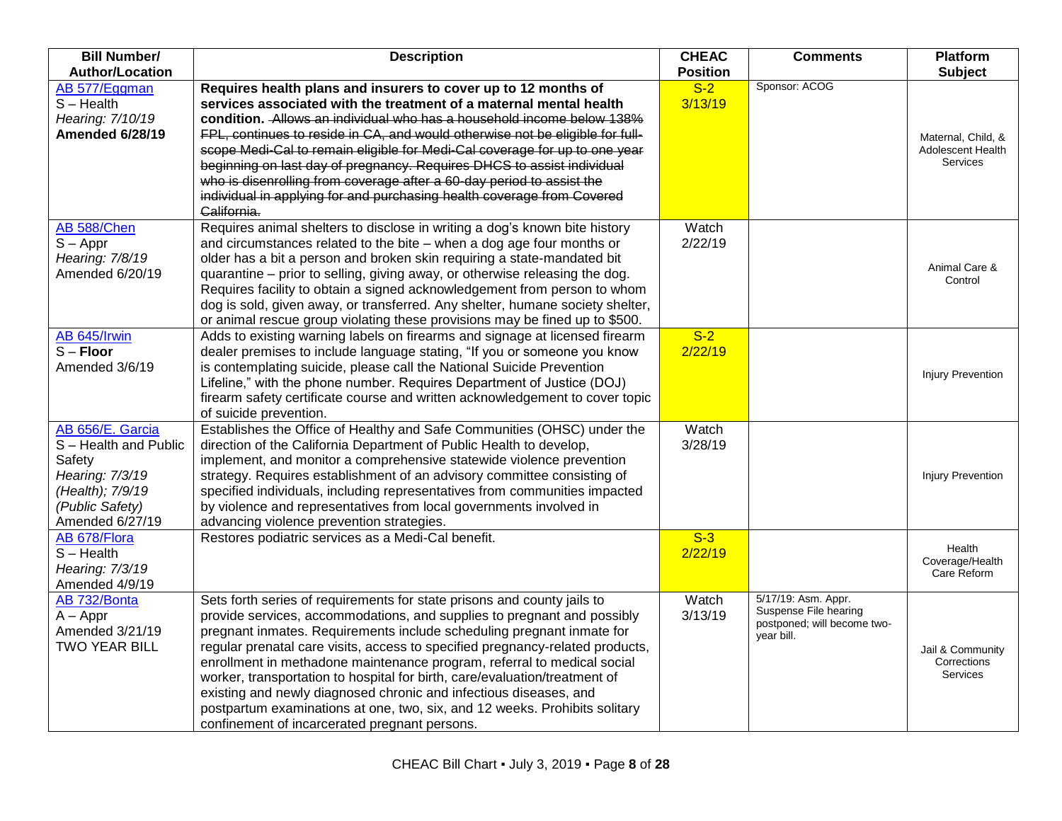| Bill Number/ Author/Location | Description | CHEAC Position | Comments | Platform Subject |
|---|---|---|---|---|
| AB 577/Eggman<br>S – Health<br>*Hearing: 7/10/19*<br>**Amended 6/28/19** | **Requires health plans and insurers to cover up to 12 months of services associated with the treatment of a maternal mental health condition.** ~~Allows an individual who has a household income below 138% FPL, continues to reside in CA, and would otherwise not be eligible for full-scope Medi-Cal to remain eligible for Medi-Cal coverage for up to one year beginning on last day of pregnancy. Requires DHCS to assist individual who is disenrolling from coverage after a 60-day period to assist the individual in applying for and purchasing health coverage from Covered California.~~ | S-2<br>3/13/19 | Sponsor: ACOG | Maternal, Child, & Adolescent Health Services |
| AB 588/Chen<br>S – Appr<br>*Hearing: 7/8/19*<br>Amended 6/20/19 | Requires animal shelters to disclose in writing a dog's known bite history and circumstances related to the bite – when a dog age four months or older has a bit a person and broken skin requiring a state-mandated bit quarantine – prior to selling, giving away, or otherwise releasing the dog. Requires facility to obtain a signed acknowledgement from person to whom dog is sold, given away, or transferred. Any shelter, humane society shelter, or animal rescue group violating these provisions may be fined up to $500. | Watch<br>2/22/19 | | Animal Care & Control |
| AB 645/Irwin<br>S – **Floor**<br>Amended 3/6/19 | Adds to existing warning labels on firearms and signage at licensed firearm dealer premises to include language stating, "If you or someone you know is contemplating suicide, please call the National Suicide Prevention Lifeline," with the phone number. Requires Department of Justice (DOJ) firearm safety certificate course and written acknowledgement to cover topic of suicide prevention. | S-2<br>2/22/19 | | Injury Prevention |
| AB 656/E. Garcia<br>S – Health and Public Safety<br>*Hearing: 7/3/19 (Health); 7/9/19 (Public Safety)*<br>Amended 6/27/19 | Establishes the Office of Healthy and Safe Communities (OHSC) under the direction of the California Department of Public Health to develop, implement, and monitor a comprehensive statewide violence prevention strategy. Requires establishment of an advisory committee consisting of specified individuals, including representatives from communities impacted by violence and representatives from local governments involved in advancing violence prevention strategies. | Watch<br>3/28/19 | | Injury Prevention |
| AB 678/Flora<br>S – Health<br>*Hearing: 7/3/19*<br>Amended 4/9/19 | Restores podiatric services as a Medi-Cal benefit. | S-3<br>2/22/19 | | Health Coverage/Health Care Reform |
| AB 732/Bonta<br>A – Appr<br>Amended 3/21/19<br>TWO YEAR BILL | Sets forth series of requirements for state prisons and county jails to provide services, accommodations, and supplies to pregnant and possibly pregnant inmates. Requirements include scheduling pregnant inmate for regular prenatal care visits, access to specified pregnancy-related products, enrollment in methadone maintenance program, referral to medical social worker, transportation to hospital for birth, care/evaluation/treatment of existing and newly diagnosed chronic and infectious diseases, and postpartum examinations at one, two, six, and 12 weeks. Prohibits solitary confinement of incarcerated pregnant persons. | Watch<br>3/13/19 | 5/17/19: Asm. Appr. Suspense File hearing postponed; will become two-year bill. | Jail & Community Corrections Services |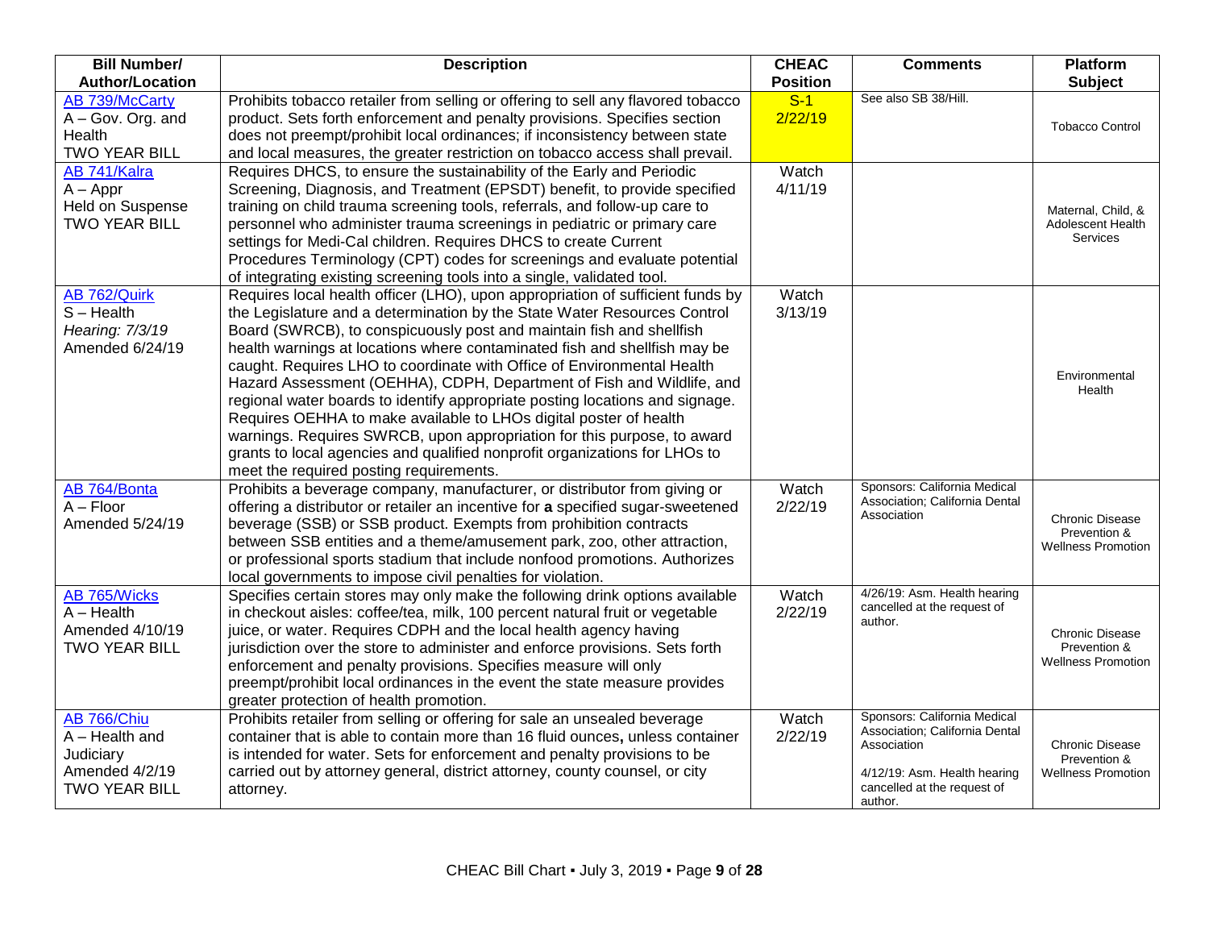| Bill Number/ Author/Location | Description | CHEAC Position | Comments | Platform Subject |
|---|---|---|---|---|
| AB 739/McCarty<br>A – Gov. Org. and Health<br>TWO YEAR BILL | Prohibits tobacco retailer from selling or offering to sell any flavored tobacco product. Sets forth enforcement and penalty provisions. Specifies section does not preempt/prohibit local ordinances; if inconsistency between state and local measures, the greater restriction on tobacco access shall prevail. | S-1<br>2/22/19 | See also SB 38/Hill. | Tobacco Control |
| AB 741/Kalra<br>A – Appr<br>Held on Suspense<br>TWO YEAR BILL | Requires DHCS, to ensure the sustainability of the Early and Periodic Screening, Diagnosis, and Treatment (EPSDT) benefit, to provide specified training on child trauma screening tools, referrals, and follow-up care to personnel who administer trauma screenings in pediatric or primary care settings for Medi-Cal children. Requires DHCS to create Current Procedures Terminology (CPT) codes for screenings and evaluate potential of integrating existing screening tools into a single, validated tool. | Watch<br>4/11/19 | | Maternal, Child, & Adolescent Health Services |
| AB 762/Quirk<br>S – Health<br>*Hearing: 7/3/19*<br>Amended 6/24/19 | Requires local health officer (LHO), upon appropriation of sufficient funds by the Legislature and a determination by the State Water Resources Control Board (SWRCB), to conspicuously post and maintain fish and shellfish health warnings at locations where contaminated fish and shellfish may be caught. Requires LHO to coordinate with Office of Environmental Health Hazard Assessment (OEHHA), CDPH, Department of Fish and Wildlife, and regional water boards to identify appropriate posting locations and signage. Requires OEHHA to make available to LHOs digital poster of health warnings. Requires SWRCB, upon appropriation for this purpose, to award grants to local agencies and qualified nonprofit organizations for LHOs to meet the required posting requirements. | Watch<br>3/13/19 | | Environmental Health |
| AB 764/Bonta<br>A – Floor<br>Amended 5/24/19 | Prohibits a beverage company, manufacturer, or distributor from giving or offering a distributor or retailer an incentive for **a** specified sugar-sweetened beverage (SSB) or SSB product. Exempts from prohibition contracts between SSB entities and a theme/amusement park, zoo, other attraction, or professional sports stadium that include nonfood promotions. Authorizes local governments to impose civil penalties for violation. | Watch<br>2/22/19 | Sponsors: California Medical Association; California Dental Association | Chronic Disease Prevention & Wellness Promotion |
| AB 765/Wicks<br>A – Health<br>Amended 4/10/19<br>TWO YEAR BILL | Specifies certain stores may only make the following drink options available in checkout aisles: coffee/tea, milk, 100 percent natural fruit or vegetable juice, or water. Requires CDPH and the local health agency having jurisdiction over the store to administer and enforce provisions. Sets forth enforcement and penalty provisions. Specifies measure will only preempt/prohibit local ordinances in the event the state measure provides greater protection of health promotion. | Watch<br>2/22/19 | 4/26/19: Asm. Health hearing cancelled at the request of author. | Chronic Disease Prevention & Wellness Promotion |
| AB 766/Chiu<br>A – Health and Judiciary<br>Amended 4/2/19<br>TWO YEAR BILL | Prohibits retailer from selling or offering for sale an unsealed beverage container that is able to contain more than 16 fluid ounces**,** unless container is intended for water. Sets for enforcement and penalty provisions to be carried out by attorney general, district attorney, county counsel, or city attorney. | Watch<br>2/22/19 | Sponsors: California Medical Association; California Dental Association<br><br>4/12/19: Asm. Health hearing cancelled at the request of author. | Chronic Disease Prevention & Wellness Promotion |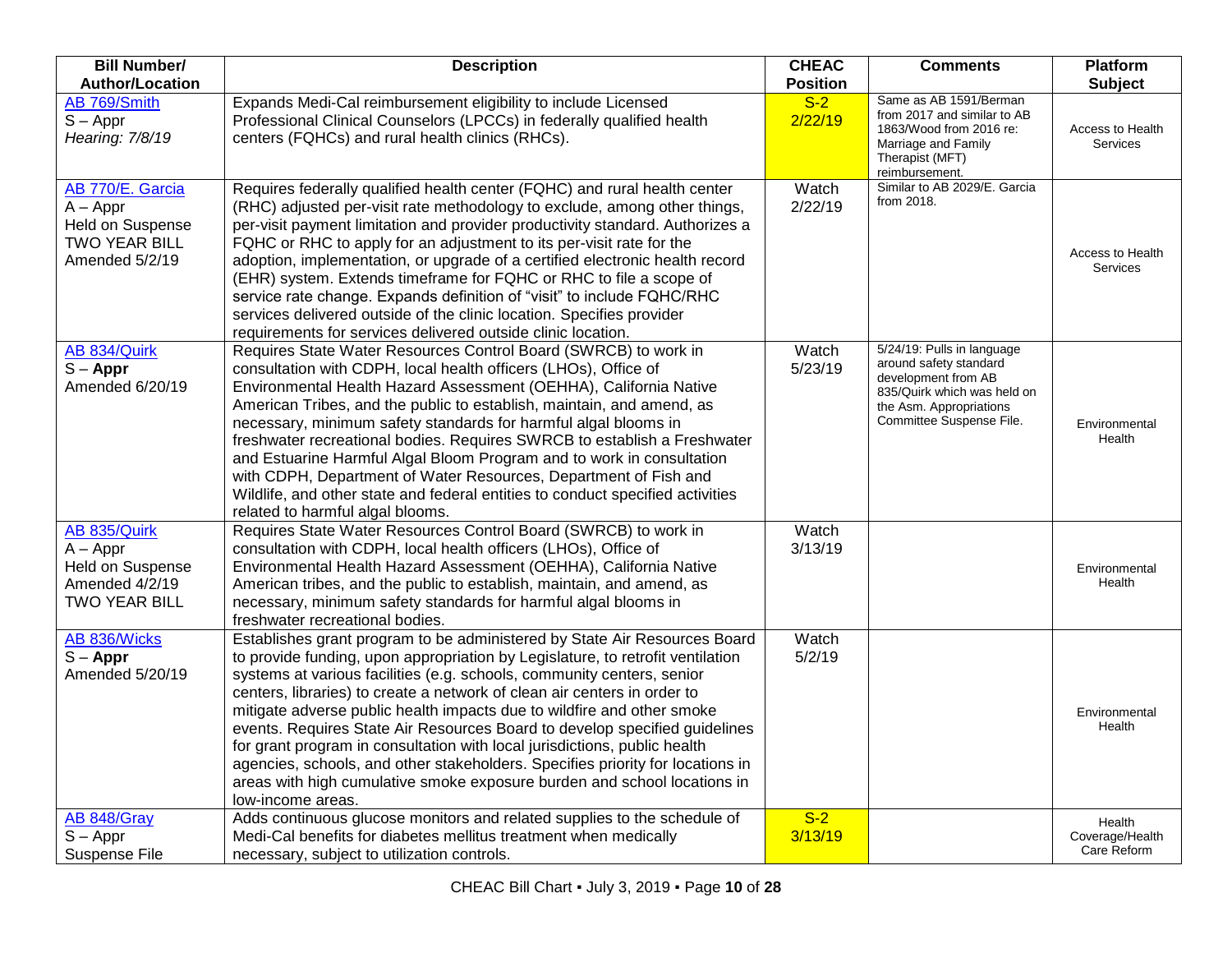| Bill Number/ Author/Location | Description | CHEAC Position | Comments | Platform Subject |
|---|---|---|---|---|
| AB 769/Smith<br>S – Appr<br>*Hearing: 7/8/19* | Expands Medi-Cal reimbursement eligibility to include Licensed Professional Clinical Counselors (LPCCs) in federally qualified health centers (FQHCs) and rural health clinics (RHCs). | S-2<br>2/22/19 | Same as AB 1591/Berman from 2017 and similar to AB 1863/Wood from 2016 re: Marriage and Family Therapist (MFT) reimbursement. | Access to Health Services |
| AB 770/E. Garcia<br>A – Appr<br>Held on Suspense<br>TWO YEAR BILL<br>Amended 5/2/19 | Requires federally qualified health center (FQHC) and rural health center (RHC) adjusted per-visit rate methodology to exclude, among other things, per-visit payment limitation and provider productivity standard. Authorizes a FQHC or RHC to apply for an adjustment to its per-visit rate for the adoption, implementation, or upgrade of a certified electronic health record (EHR) system. Extends timeframe for FQHC or RHC to file a scope of service rate change. Expands definition of "visit" to include FQHC/RHC services delivered outside of the clinic location. Specifies provider requirements for services delivered outside clinic location. | Watch<br>2/22/19 | Similar to AB 2029/E. Garcia from 2018. | Access to Health Services |
| AB 834/Quirk<br>S – **Appr**<br>Amended 6/20/19 | Requires State Water Resources Control Board (SWRCB) to work in consultation with CDPH, local health officers (LHOs), Office of Environmental Health Hazard Assessment (OEHHA), California Native American Tribes, and the public to establish, maintain, and amend, as necessary, minimum safety standards for harmful algal blooms in freshwater recreational bodies. Requires SWRCB to establish a Freshwater and Estuarine Harmful Algal Bloom Program and to work in consultation with CDPH, Department of Water Resources, Department of Fish and Wildlife, and other state and federal entities to conduct specified activities related to harmful algal blooms. | Watch<br>5/23/19 | 5/24/19: Pulls in language around safety standard development from AB 835/Quirk which was held on the Asm. Appropriations Committee Suspense File. | Environmental Health |
| AB 835/Quirk<br>A – Appr<br>Held on Suspense<br>Amended 4/2/19<br>TWO YEAR BILL | Requires State Water Resources Control Board (SWRCB) to work in consultation with CDPH, local health officers (LHOs), Office of Environmental Health Hazard Assessment (OEHHA), California Native American tribes, and the public to establish, maintain, and amend, as necessary, minimum safety standards for harmful algal blooms in freshwater recreational bodies. | Watch<br>3/13/19 | | Environmental Health |
| AB 836/Wicks<br>S – **Appr**<br>Amended 5/20/19 | Establishes grant program to be administered by State Air Resources Board to provide funding, upon appropriation by Legislature, to retrofit ventilation systems at various facilities (e.g. schools, community centers, senior centers, libraries) to create a network of clean air centers in order to mitigate adverse public health impacts due to wildfire and other smoke events. Requires State Air Resources Board to develop specified guidelines for grant program in consultation with local jurisdictions, public health agencies, schools, and other stakeholders. Specifies priority for locations in areas with high cumulative smoke exposure burden and school locations in low-income areas. | Watch<br>5/2/19 | | Environmental Health |
| AB 848/Gray<br>S – Appr<br>Suspense File | Adds continuous glucose monitors and related supplies to the schedule of Medi-Cal benefits for diabetes mellitus treatment when medically necessary, subject to utilization controls. | S-2<br>3/13/19 | | Health Coverage/Health Care Reform |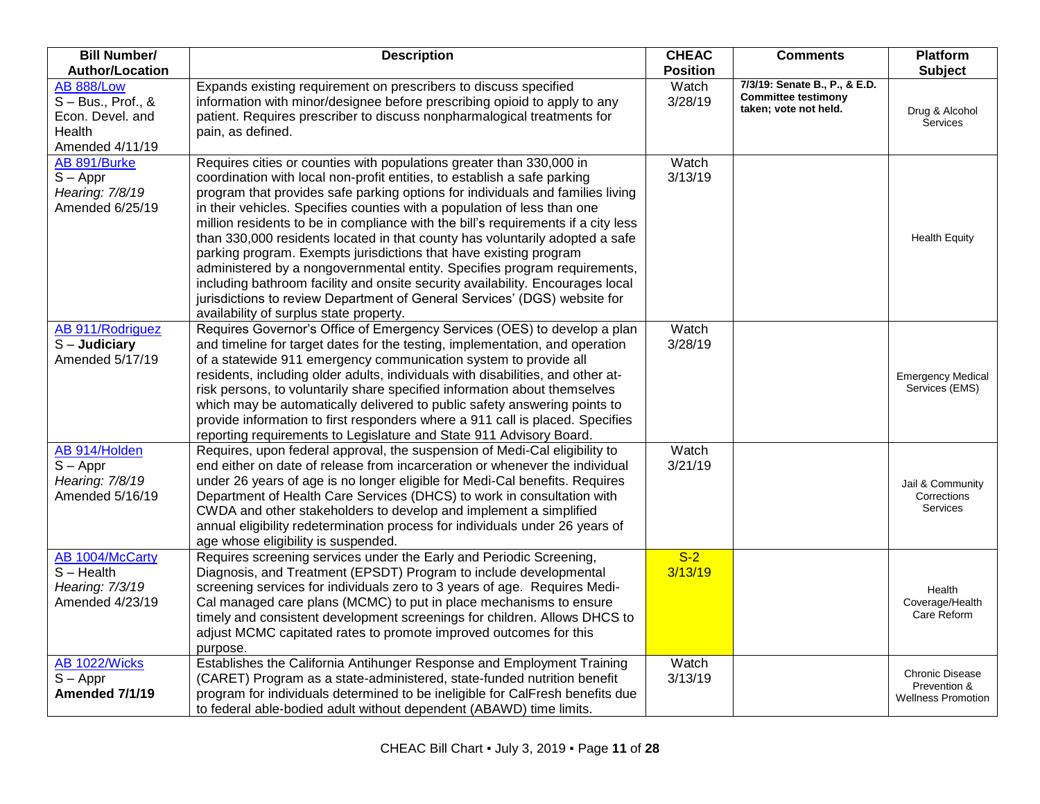| Bill Number/ Author/Location | Description | CHEAC Position | Comments | Platform Subject |
|---|---|---|---|---|
| AB 888/Low<br>S – Bus., Prof., & Econ. Devel. and Health<br>Amended 4/11/19 | Expands existing requirement on prescribers to discuss specified information with minor/designee before prescribing opioid to apply to any patient. Requires prescriber to discuss nonpharmalogical treatments for pain, as defined. | Watch 3/28/19 | **7/3/19: Senate B., P., & E.D. Committee testimony taken; vote not held.** | Drug & Alcohol Services |
| AB 891/Burke<br>S – Appr<br>*Hearing: 7/8/19*<br>Amended 6/25/19 | Requires cities or counties with populations greater than 330,000 in coordination with local non-profit entities, to establish a safe parking program that provides safe parking options for individuals and families living in their vehicles. Specifies counties with a population of less than one million residents to be in compliance with the bill's requirements if a city less than 330,000 residents located in that county has voluntarily adopted a safe parking program. Exempts jurisdictions that have existing program administered by a nongovernmental entity. Specifies program requirements, including bathroom facility and onsite security availability. Encourages local jurisdictions to review Department of General Services' (DGS) website for availability of surplus state property. | Watch 3/13/19 | | Health Equity |
| AB 911/Rodriguez<br>S – **Judiciary**<br>Amended 5/17/19 | Requires Governor's Office of Emergency Services (OES) to develop a plan and timeline for target dates for the testing, implementation, and operation of a statewide 911 emergency communication system to provide all residents, including older adults, individuals with disabilities, and other at-risk persons, to voluntarily share specified information about themselves which may be automatically delivered to public safety answering points to provide information to first responders where a 911 call is placed. Specifies reporting requirements to Legislature and State 911 Advisory Board. | Watch 3/28/19 | | Emergency Medical Services (EMS) |
| AB 914/Holden<br>S – Appr<br>*Hearing: 7/8/19*<br>Amended 5/16/19 | Requires, upon federal approval, the suspension of Medi-Cal eligibility to end either on date of release from incarceration or whenever the individual under 26 years of age is no longer eligible for Medi-Cal benefits. Requires Department of Health Care Services (DHCS) to work in consultation with CWDA and other stakeholders to develop and implement a simplified annual eligibility redetermination process for individuals under 26 years of age whose eligibility is suspended. | Watch 3/21/19 | | Jail & Community Corrections Services |
| AB 1004/McCarty<br>S – Health<br>*Hearing: 7/3/19*<br>Amended 4/23/19 | Requires screening services under the Early and Periodic Screening, Diagnosis, and Treatment (EPSDT) Program to include developmental screening services for individuals zero to 3 years of age. Requires Medi-Cal managed care plans (MCMC) to put in place mechanisms to ensure timely and consistent development screenings for children. Allows DHCS to adjust MCMC capitated rates to promote improved outcomes for this purpose. | S-2 3/13/19 | | Health Coverage/Health Care Reform |
| AB 1022/Wicks<br>S – Appr<br>**Amended 7/1/19** | Establishes the California Antihunger Response and Employment Training (CARET) Program as a state-administered, state-funded nutrition benefit program for individuals determined to be ineligible for CalFresh benefits due to federal able-bodied adult without dependent (ABAWD) time limits. | Watch 3/13/19 | | Chronic Disease Prevention & Wellness Promotion |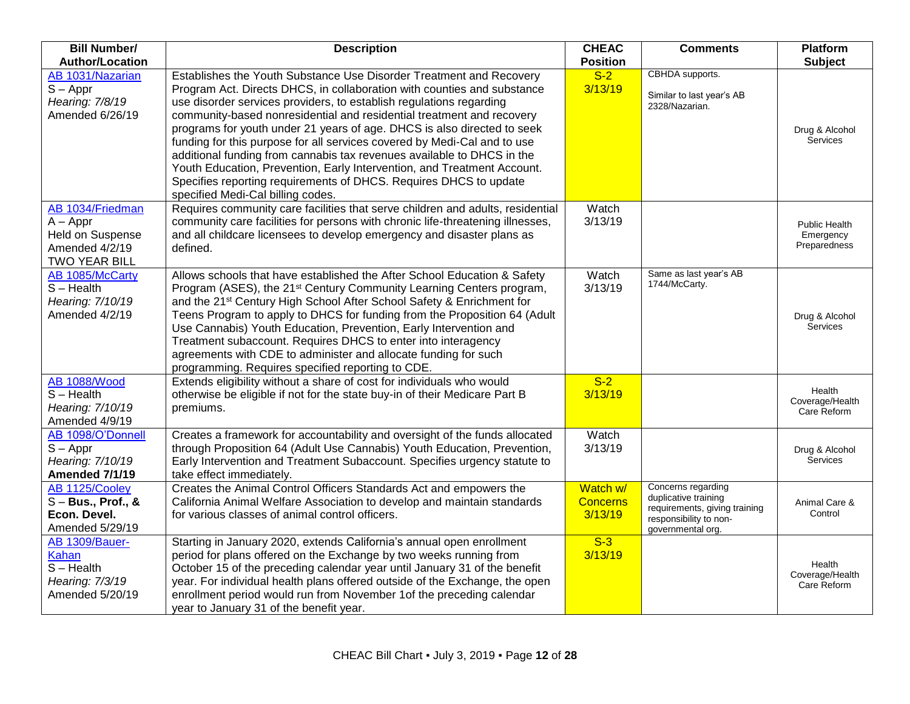| Bill Number/ Author/Location | Description | CHEAC Position | Comments | Platform Subject |
|---|---|---|---|---|
| AB 1031/Nazarian<br>S – Appr<br>*Hearing: 7/8/19*<br>Amended 6/26/19 | Establishes the Youth Substance Use Disorder Treatment and Recovery Program Act. Directs DHCS, in collaboration with counties and substance use disorder services providers, to establish regulations regarding community-based nonresidential and residential treatment and recovery programs for youth under 21 years of age. DHCS is also directed to seek funding for this purpose for all services covered by Medi-Cal and to use additional funding from cannabis tax revenues available to DHCS in the Youth Education, Prevention, Early Intervention, and Treatment Account. Specifies reporting requirements of DHCS. Requires DHCS to update specified Medi-Cal billing codes. | S-2<br>3/13/19 | CBHDA supports.<br><br>Similar to last year's AB 2328/Nazarian. | Drug & Alcohol Services |
| AB 1034/Friedman<br>A – Appr<br>Held on Suspense<br>Amended 4/2/19<br>TWO YEAR BILL | Requires community care facilities that serve children and adults, residential community care facilities for persons with chronic life-threatening illnesses, and all childcare licensees to develop emergency and disaster plans as defined. | Watch<br>3/13/19 | | Public Health Emergency Preparedness |
| AB 1085/McCarty<br>S – Health<br>*Hearing: 7/10/19*<br>Amended 4/2/19 | Allows schools that have established the After School Education & Safety Program (ASES), the 21st Century Community Learning Centers program, and the 21st Century High School After School Safety & Enrichment for Teens Program to apply to DHCS for funding from the Proposition 64 (Adult Use Cannabis) Youth Education, Prevention, Early Intervention and Treatment subaccount. Requires DHCS to enter into interagency agreements with CDE to administer and allocate funding for such programming. Requires specified reporting to CDE. | Watch<br>3/13/19 | Same as last year's AB 1744/McCarty. | Drug & Alcohol Services |
| AB 1088/Wood<br>S – Health<br>*Hearing: 7/10/19*<br>Amended 4/9/19 | Extends eligibility without a share of cost for individuals who would otherwise be eligible if not for the state buy-in of their Medicare Part B premiums. | S-2<br>3/13/19 | | Health Coverage/Health Care Reform |
| AB 1098/O'Donnell<br>S – Appr<br>*Hearing: 7/10/19*<br>**Amended 7/1/19** | Creates a framework for accountability and oversight of the funds allocated through Proposition 64 (Adult Use Cannabis) Youth Education, Prevention, Early Intervention and Treatment Subaccount. Specifies urgency statute to take effect immediately. | Watch<br>3/13/19 | | Drug & Alcohol Services |
| AB 1125/Cooley<br>S – **Bus., Prof., & Econ. Devel.**<br>Amended 5/29/19 | Creates the Animal Control Officers Standards Act and empowers the California Animal Welfare Association to develop and maintain standards for various classes of animal control officers. | Watch w/ Concerns<br>3/13/19 | Concerns regarding duplicative training requirements, giving training responsibility to non-governmental org. | Animal Care & Control |
| AB 1309/Bauer-Kahan<br>S – Health<br>*Hearing: 7/3/19*<br>Amended 5/20/19 | Starting in January 2020, extends California's annual open enrollment period for plans offered on the Exchange by two weeks running from October 15 of the preceding calendar year until January 31 of the benefit year. For individual health plans offered outside of the Exchange, the open enrollment period would run from November 1of the preceding calendar year to January 31 of the benefit year. | S-3<br>3/13/19 | | Health Coverage/Health Care Reform |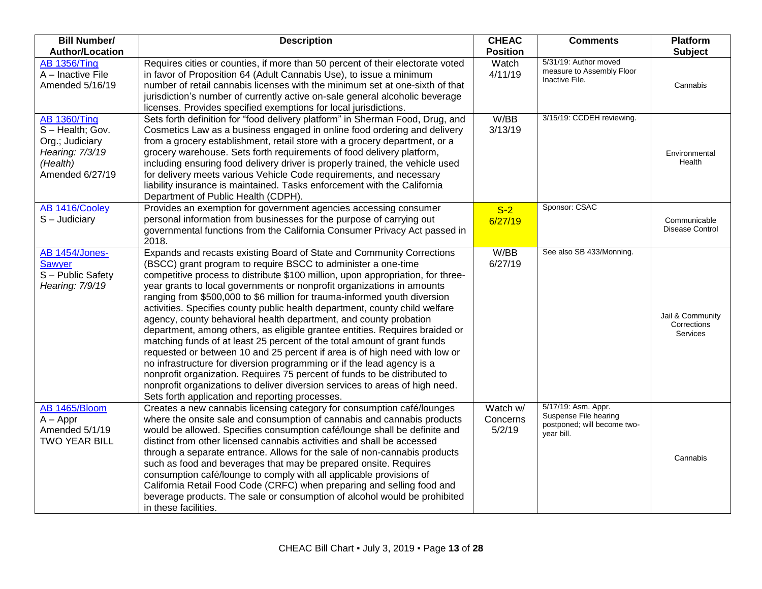| Bill Number/ Author/Location | Description | CHEAC Position | Comments | Platform Subject |
|---|---|---|---|---|
| AB 1356/Ting<br>A – Inactive File<br>Amended 5/16/19 | Requires cities or counties, if more than 50 percent of their electorate voted in favor of Proposition 64 (Adult Cannabis Use), to issue a minimum number of retail cannabis licenses with the minimum set at one-sixth of that jurisdiction's number of currently active on-sale general alcoholic beverage licenses. Provides specified exemptions for local jurisdictions. | Watch<br>4/11/19 | 5/31/19: Author moved measure to Assembly Floor Inactive File. | Cannabis |
| AB 1360/Ting<br>S – Health; Gov. Org.; Judiciary<br>*Hearing: 7/3/19 (Health)*<br>Amended 6/27/19 | Sets forth definition for "food delivery platform" in Sherman Food, Drug, and Cosmetics Law as a business engaged in online food ordering and delivery from a grocery establishment, retail store with a grocery department, or a grocery warehouse. Sets forth requirements of food delivery platform, including ensuring food delivery driver is properly trained, the vehicle used for delivery meets various Vehicle Code requirements, and necessary liability insurance is maintained. Tasks enforcement with the California Department of Public Health (CDPH). | W/BB<br>3/13/19 | 3/15/19: CCDEH reviewing. | Environmental Health |
| AB 1416/Cooley<br>S – Judiciary | Provides an exemption for government agencies accessing consumer personal information from businesses for the purpose of carrying out governmental functions from the California Consumer Privacy Act passed in 2018. | S-2<br>6/27/19 | Sponsor: CSAC | Communicable Disease Control |
| AB 1454/Jones-Sawyer<br>S – Public Safety<br>*Hearing: 7/9/19* | Expands and recasts existing Board of State and Community Corrections (BSCC) grant program to require BSCC to administer a one-time competitive process to distribute $100 million, upon appropriation, for three-year grants to local governments or nonprofit organizations in amounts ranging from $500,000 to $6 million for trauma-informed youth diversion activities. Specifies county public health department, county child welfare agency, county behavioral health department, and county probation department, among others, as eligible grantee entities. Requires braided or matching funds of at least 25 percent of the total amount of grant funds requested or between 10 and 25 percent if area is of high need with low or no infrastructure for diversion programming or if the lead agency is a nonprofit organization. Requires 75 percent of funds to be distributed to nonprofit organizations to deliver diversion services to areas of high need. Sets forth application and reporting processes. | W/BB<br>6/27/19 | See also SB 433/Monning. | Jail & Community Corrections Services |
| AB 1465/Bloom<br>A – Appr<br>Amended 5/1/19<br>TWO YEAR BILL | Creates a new cannabis licensing category for consumption café/lounges where the onsite sale and consumption of cannabis and cannabis products would be allowed. Specifies consumption café/lounge shall be definite and distinct from other licensed cannabis activities and shall be accessed through a separate entrance. Allows for the sale of non-cannabis products such as food and beverages that may be prepared onsite. Requires consumption café/lounge to comply with all applicable provisions of California Retail Food Code (CRFC) when preparing and selling food and beverage products. The sale or consumption of alcohol would be prohibited in these facilities. | Watch w/ Concerns<br>5/2/19 | 5/17/19: Asm. Appr. Suspense File hearing postponed; will become two-year bill. | Cannabis |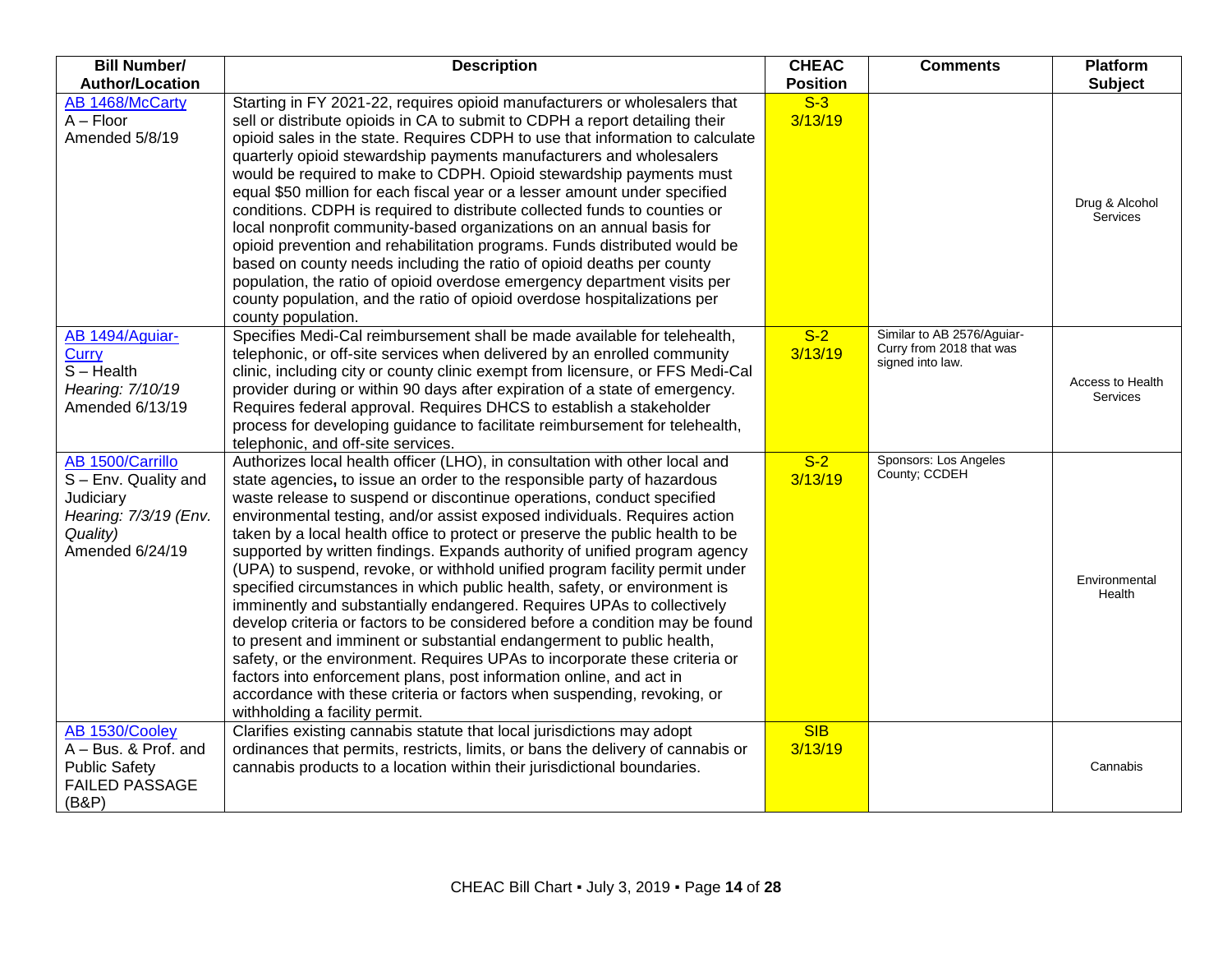| Bill Number/ Author/Location | Description | CHEAC Position | Comments | Platform Subject |
|---|---|---|---|---|
| AB 1468/McCarty<br>A – Floor<br>Amended 5/8/19 | Starting in FY 2021-22, requires opioid manufacturers or wholesalers that sell or distribute opioids in CA to submit to CDPH a report detailing their opioid sales in the state. Requires CDPH to use that information to calculate quarterly opioid stewardship payments manufacturers and wholesalers would be required to make to CDPH. Opioid stewardship payments must equal $50 million for each fiscal year or a lesser amount under specified conditions. CDPH is required to distribute collected funds to counties or local nonprofit community-based organizations on an annual basis for opioid prevention and rehabilitation programs. Funds distributed would be based on county needs including the ratio of opioid deaths per county population, the ratio of opioid overdose emergency department visits per county population, and the ratio of opioid overdose hospitalizations per county population. | S-3<br>3/13/19 | | Drug & Alcohol Services |
| AB 1494/Aguiar-Curry<br>S – Health<br>*Hearing: 7/10/19*<br>Amended 6/13/19 | Specifies Medi-Cal reimbursement shall be made available for telehealth, telephonic, or off-site services when delivered by an enrolled community clinic, including city or county clinic exempt from licensure, or FFS Medi-Cal provider during or within 90 days after expiration of a state of emergency. Requires federal approval. Requires DHCS to establish a stakeholder process for developing guidance to facilitate reimbursement for telehealth, telephonic, and off-site services. | S-2<br>3/13/19 | Similar to AB 2576/Aguiar-Curry from 2018 that was signed into law. | Access to Health Services |
| AB 1500/Carrillo<br>S – Env. Quality and Judiciary<br>*Hearing: 7/3/19 (Env. Quality)*<br>Amended 6/24/19 | Authorizes local health officer (LHO), in consultation with other local and state agencies**,** to issue an order to the responsible party of hazardous waste release to suspend or discontinue operations, conduct specified environmental testing, and/or assist exposed individuals. Requires action taken by a local health office to protect or preserve the public health to be supported by written findings. Expands authority of unified program agency (UPA) to suspend, revoke, or withhold unified program facility permit under specified circumstances in which public health, safety, or environment is imminently and substantially endangered. Requires UPAs to collectively develop criteria or factors to be considered before a condition may be found to present and imminent or substantial endangerment to public health, safety, or the environment. Requires UPAs to incorporate these criteria or factors into enforcement plans, post information online, and act in accordance with these criteria or factors when suspending, revoking, or withholding a facility permit. | S-2<br>3/13/19 | Sponsors: Los Angeles County; CCDEH | Environmental Health |
| AB 1530/Cooley<br>A – Bus. & Prof. and Public Safety<br>FAILED PASSAGE (B&P) | Clarifies existing cannabis statute that local jurisdictions may adopt ordinances that permits, restricts, limits, or bans the delivery of cannabis or cannabis products to a location within their jurisdictional boundaries. | SIB<br>3/13/19 | | Cannabis |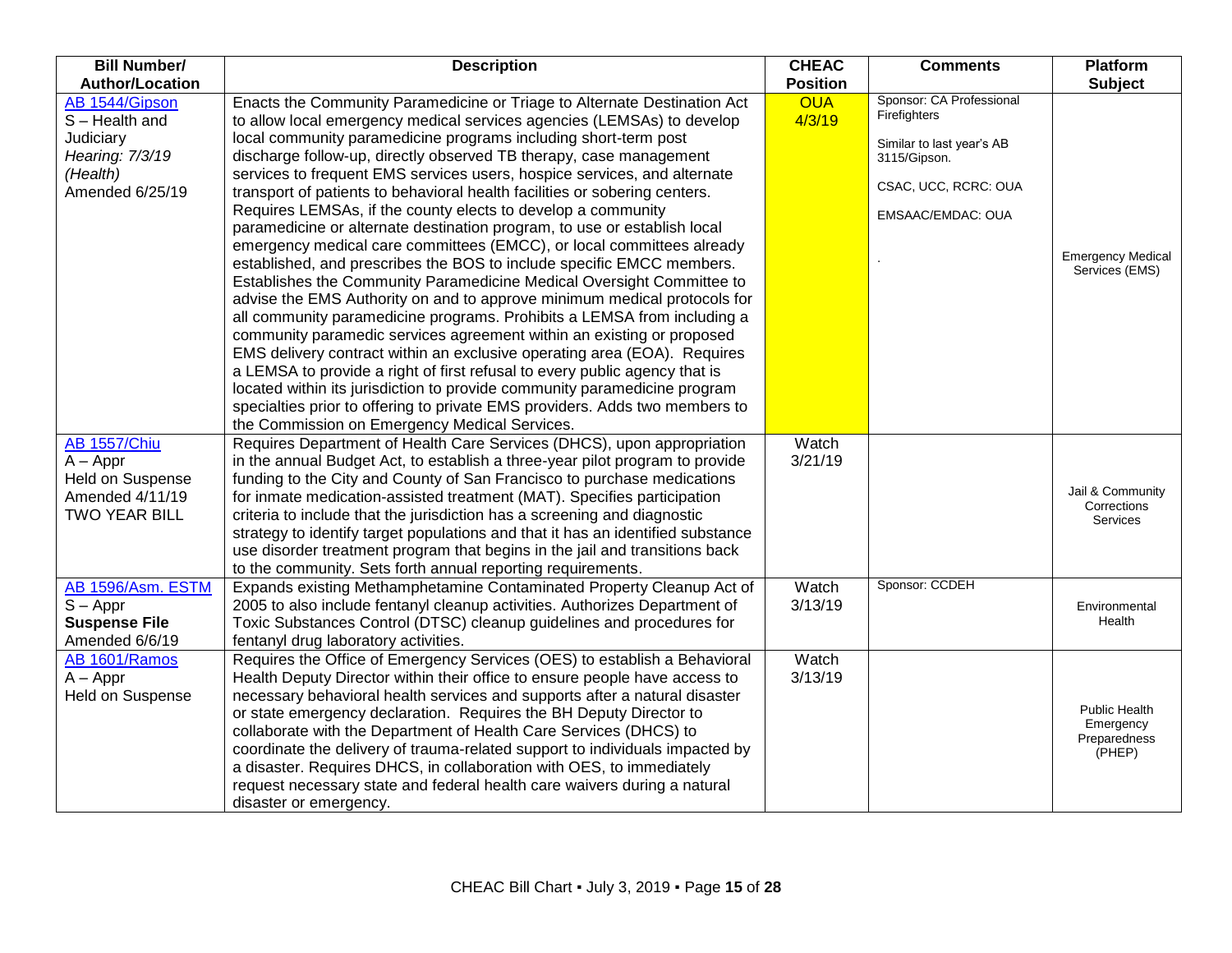| Bill Number/ Author/Location | Description | CHEAC Position | Comments | Platform Subject |
|---|---|---|---|---|
| AB 1544/Gipson<br>S – Health and Judiciary<br>*Hearing: 7/3/19*<br>*(Health)*<br>Amended 6/25/19 | Enacts the Community Paramedicine or Triage to Alternate Destination Act to allow local emergency medical services agencies (LEMSAs) to develop local community paramedicine programs including short-term post discharge follow-up, directly observed TB therapy, case management services to frequent EMS services users, hospice services, and alternate transport of patients to behavioral health facilities or sobering centers. Requires LEMSAs, if the county elects to develop a community paramedicine or alternate destination program, to use or establish local emergency medical care committees (EMCC), or local committees already established, and prescribes the BOS to include specific EMCC members. Establishes the Community Paramedicine Medical Oversight Committee to advise the EMS Authority on and to approve minimum medical protocols for all community paramedicine programs. Prohibits a LEMSA from including a community paramedic services agreement within an existing or proposed EMS delivery contract within an exclusive operating area (EOA). Requires a LEMSA to provide a right of first refusal to every public agency that is located within its jurisdiction to provide community paramedicine program specialties prior to offering to private EMS providers. Adds two members to the Commission on Emergency Medical Services. | OUA<br>4/3/19 | Sponsor: CA Professional Firefighters<br><br>Similar to last year's AB 3115/Gipson.<br><br>CSAC, UCC, RCRC: OUA<br><br>EMSAAC/EMDAC: OUA<br><br>. | Emergency Medical Services (EMS) |
| AB 1557/Chiu<br>A – Appr<br>Held on Suspense<br>Amended 4/11/19<br>TWO YEAR BILL | Requires Department of Health Care Services (DHCS), upon appropriation in the annual Budget Act, to establish a three-year pilot program to provide funding to the City and County of San Francisco to purchase medications for inmate medication-assisted treatment (MAT). Specifies participation criteria to include that the jurisdiction has a screening and diagnostic strategy to identify target populations and that it has an identified substance use disorder treatment program that begins in the jail and transitions back to the community. Sets forth annual reporting requirements. | Watch<br>3/21/19 | | Jail & Community Corrections Services |
| AB 1596/Asm. ESTM<br>S – Appr<br>**Suspense File**<br>Amended 6/6/19 | Expands existing Methamphetamine Contaminated Property Cleanup Act of 2005 to also include fentanyl cleanup activities. Authorizes Department of Toxic Substances Control (DTSC) cleanup guidelines and procedures for fentanyl drug laboratory activities. | Watch<br>3/13/19 | Sponsor: CCDEH | Environmental Health |
| AB 1601/Ramos<br>A – Appr<br>Held on Suspense | Requires the Office of Emergency Services (OES) to establish a Behavioral Health Deputy Director within their office to ensure people have access to necessary behavioral health services and supports after a natural disaster or state emergency declaration. Requires the BH Deputy Director to collaborate with the Department of Health Care Services (DHCS) to coordinate the delivery of trauma-related support to individuals impacted by a disaster. Requires DHCS, in collaboration with OES, to immediately request necessary state and federal health care waivers during a natural disaster or emergency. | Watch<br>3/13/19 | | Public Health Emergency Preparedness (PHEP) |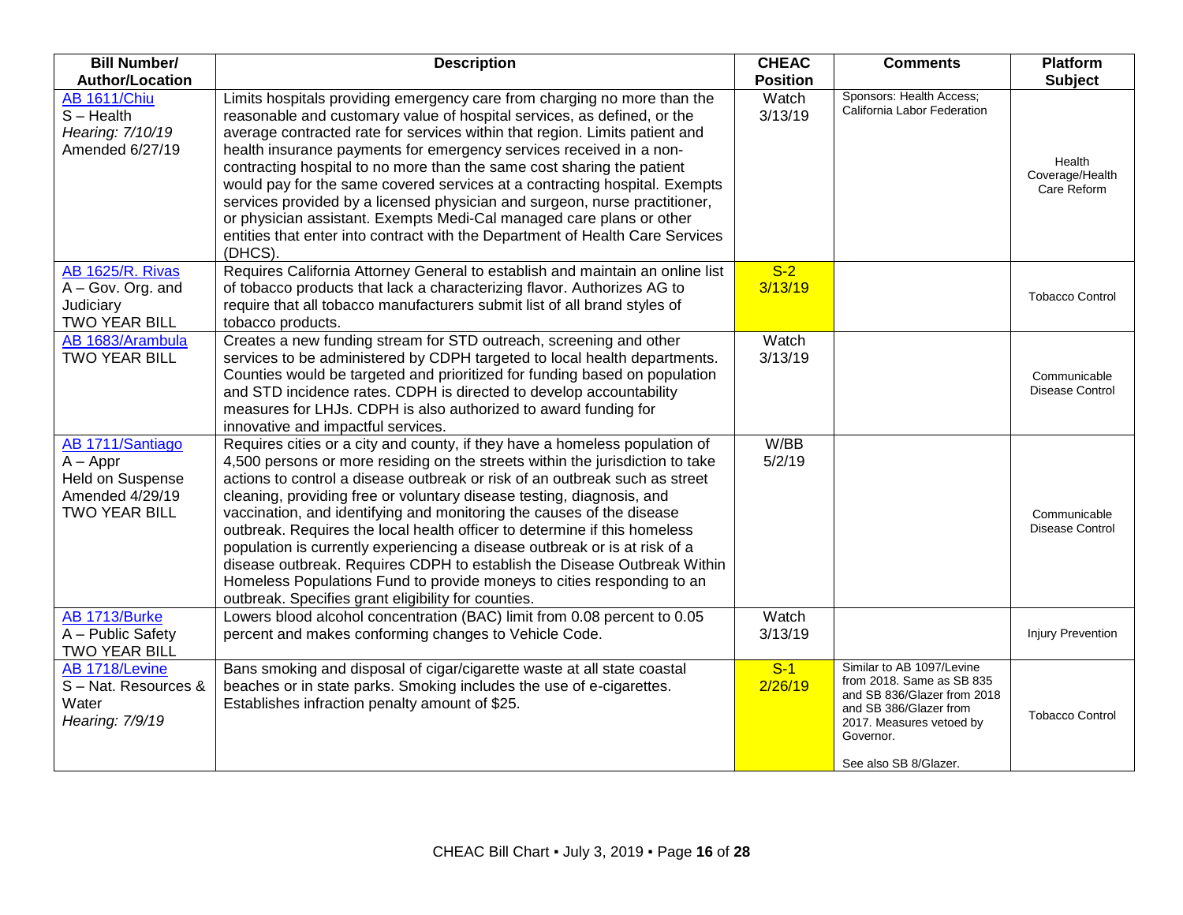| Bill Number/ Author/Location | Description | CHEAC Position | Comments | Platform Subject |
|---|---|---|---|---|
| AB 1611/Chiu<br>S – Health<br>*Hearing: 7/10/19*<br>Amended 6/27/19 | Limits hospitals providing emergency care from charging no more than the reasonable and customary value of hospital services, as defined, or the average contracted rate for services within that region. Limits patient and health insurance payments for emergency services received in a non-contracting hospital to no more than the same cost sharing the patient would pay for the same covered services at a contracting hospital. Exempts services provided by a licensed physician and surgeon, nurse practitioner, or physician assistant. Exempts Medi-Cal managed care plans or other entities that enter into contract with the Department of Health Care Services (DHCS). | Watch<br>3/13/19 | Sponsors: Health Access; California Labor Federation | Health Coverage/Health Care Reform |
| AB 1625/R. Rivas<br>A – Gov. Org. and Judiciary<br>TWO YEAR BILL | Requires California Attorney General to establish and maintain an online list of tobacco products that lack a characterizing flavor. Authorizes AG to require that all tobacco manufacturers submit list of all brand styles of tobacco products. | S-2<br>3/13/19 | | Tobacco Control |
| AB 1683/Arambula<br>TWO YEAR BILL | Creates a new funding stream for STD outreach, screening and other services to be administered by CDPH targeted to local health departments. Counties would be targeted and prioritized for funding based on population and STD incidence rates. CDPH is directed to develop accountability measures for LHJs. CDPH is also authorized to award funding for innovative and impactful services. | Watch<br>3/13/19 | | Communicable Disease Control |
| AB 1711/Santiago<br>A – Appr<br>Held on Suspense<br>Amended 4/29/19<br>TWO YEAR BILL | Requires cities or a city and county, if they have a homeless population of 4,500 persons or more residing on the streets within the jurisdiction to take actions to control a disease outbreak or risk of an outbreak such as street cleaning, providing free or voluntary disease testing, diagnosis, and vaccination, and identifying and monitoring the causes of the disease outbreak. Requires the local health officer to determine if this homeless population is currently experiencing a disease outbreak or is at risk of a disease outbreak. Requires CDPH to establish the Disease Outbreak Within Homeless Populations Fund to provide moneys to cities responding to an outbreak. Specifies grant eligibility for counties. | W/BB<br>5/2/19 | | Communicable Disease Control |
| AB 1713/Burke<br>A – Public Safety<br>TWO YEAR BILL | Lowers blood alcohol concentration (BAC) limit from 0.08 percent to 0.05 percent and makes conforming changes to Vehicle Code. | Watch<br>3/13/19 | | Injury Prevention |
| AB 1718/Levine<br>S – Nat. Resources & Water<br>*Hearing: 7/9/19* | Bans smoking and disposal of cigar/cigarette waste at all state coastal beaches or in state parks. Smoking includes the use of e-cigarettes. Establishes infraction penalty amount of $25. | S-1<br>2/26/19 | Similar to AB 1097/Levine from 2018. Same as SB 835 and SB 836/Glazer from 2018 and SB 386/Glazer from 2017. Measures vetoed by Governor.<br><br>See also SB 8/Glazer. | Tobacco Control |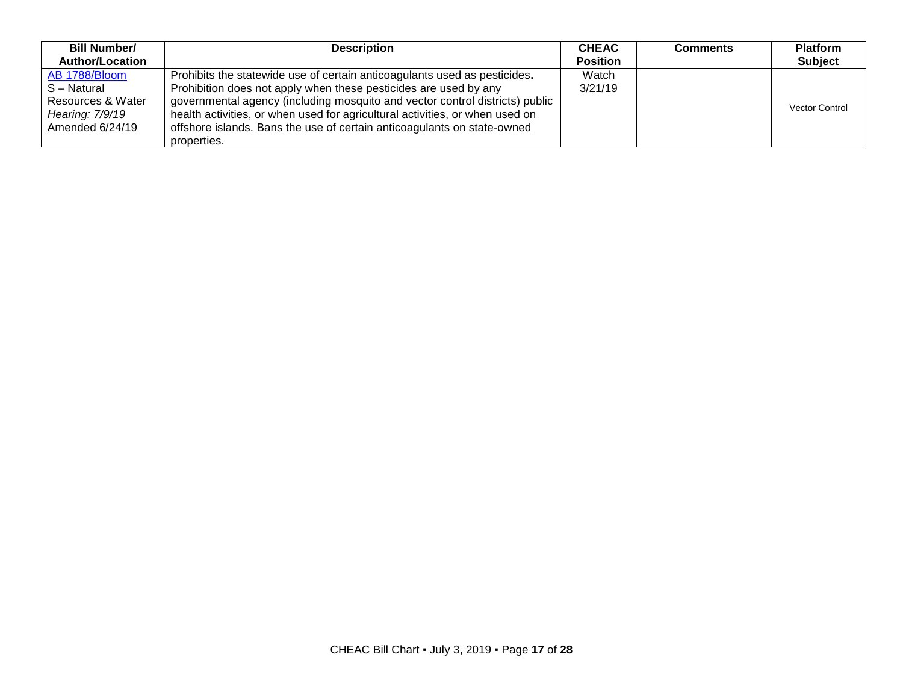| Bill Number/ Author/Location | Description | CHEAC Position | Comments | Platform Subject |
|---|---|---|---|---|
| AB 1788/Bloom<br>S – Natural Resources & Water<br>*Hearing: 7/9/19*<br>Amended 6/24/19 | Prohibits the statewide use of certain anticoagulants used as pesticides**.** Prohibition does not apply when these pesticides are used by any governmental agency (including mosquito and vector control districts) public health activities, ~~or~~ when used for agricultural activities, or when used on offshore islands. Bans the use of certain anticoagulants on state-owned properties. | Watch<br>3/21/19 | | Vector Control |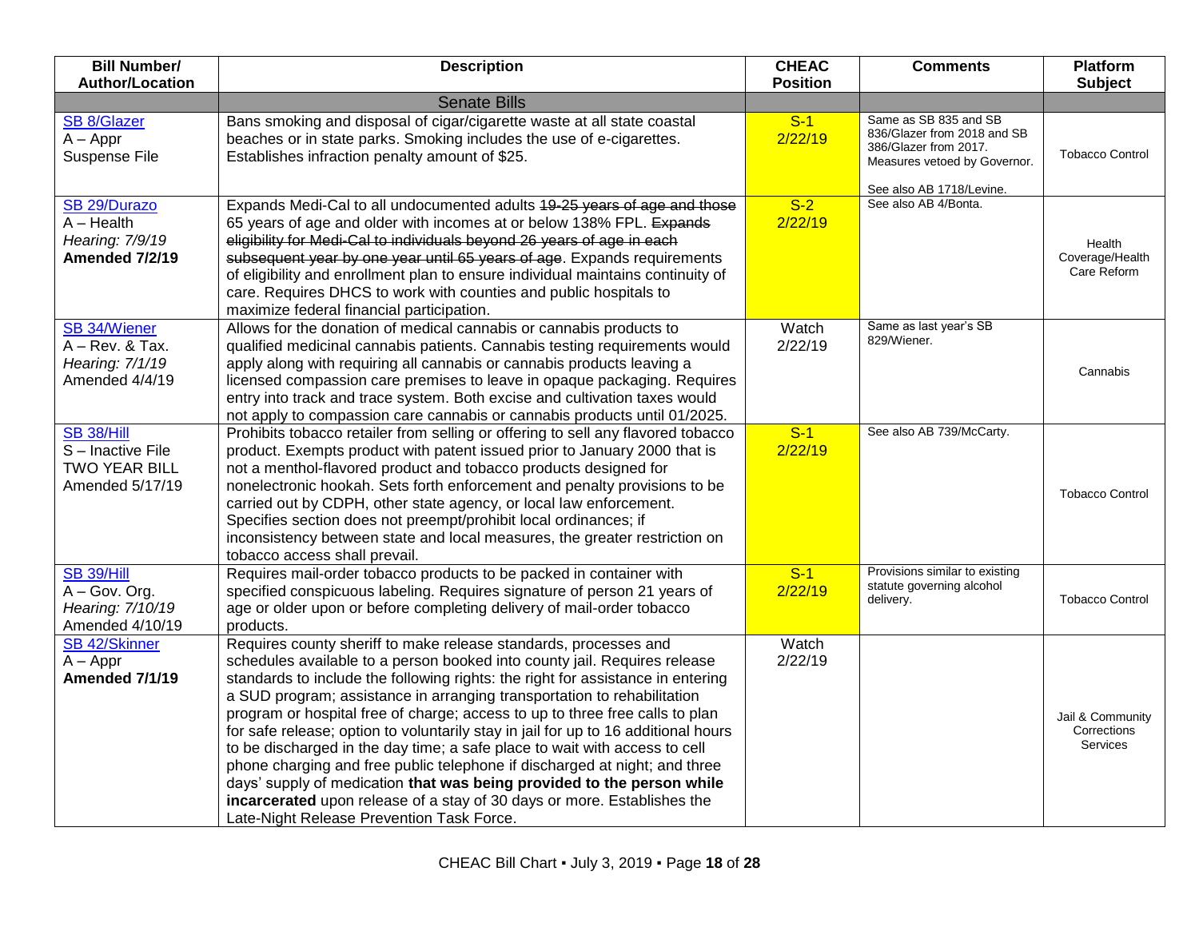| Bill Number/ Author/Location | Description | CHEAC Position | Comments | Platform Subject |
|---|---|---|---|---|
| | Senate Bills | | | |
| SB 8/Glazer<br>A – Appr<br>Suspense File | Bans smoking and disposal of cigar/cigarette waste at all state coastal beaches or in state parks. Smoking includes the use of e-cigarettes. Establishes infraction penalty amount of $25. | S-1<br>2/22/19 | Same as SB 835 and SB 836/Glazer from 2018 and SB 386/Glazer from 2017. Measures vetoed by Governor.<br><br>See also AB 1718/Levine. | Tobacco Control |
| SB 29/Durazo<br>A – Health<br>*Hearing: 7/9/19*<br>**Amended 7/2/19** | Expands Medi-Cal to all undocumented adults ~~19-25 years of age and those~~ 65 years of age and older with incomes at or below 138% FPL. ~~Expands eligibility for Medi-Cal to individuals beyond 26 years of age in each subsequent year by one year until 65 years of age~~. Expands requirements of eligibility and enrollment plan to ensure individual maintains continuity of care. Requires DHCS to work with counties and public hospitals to maximize federal financial participation. | S-2<br>2/22/19 | See also AB 4/Bonta. | Health Coverage/Health Care Reform |
| SB 34/Wiener<br>A – Rev. & Tax.<br>*Hearing: 7/1/19*<br>Amended 4/4/19 | Allows for the donation of medical cannabis or cannabis products to qualified medicinal cannabis patients. Cannabis testing requirements would apply along with requiring all cannabis or cannabis products leaving a licensed compassion care premises to leave in opaque packaging. Requires entry into track and trace system. Both excise and cultivation taxes would not apply to compassion care cannabis or cannabis products until 01/2025. | Watch<br>2/22/19 | Same as last year's SB 829/Wiener. | Cannabis |
| SB 38/Hill<br>S – Inactive File<br>TWO YEAR BILL<br>Amended 5/17/19 | Prohibits tobacco retailer from selling or offering to sell any flavored tobacco product. Exempts product with patent issued prior to January 2000 that is not a menthol-flavored product and tobacco products designed for nonelectronic hookah. Sets forth enforcement and penalty provisions to be carried out by CDPH, other state agency, or local law enforcement. Specifies section does not preempt/prohibit local ordinances; if inconsistency between state and local measures, the greater restriction on tobacco access shall prevail. | S-1<br>2/22/19 | See also AB 739/McCarty. | Tobacco Control |
| SB 39/Hill<br>A – Gov. Org.<br>*Hearing: 7/10/19*<br>Amended 4/10/19 | Requires mail-order tobacco products to be packed in container with specified conspicuous labeling. Requires signature of person 21 years of age or older upon or before completing delivery of mail-order tobacco products. | S-1<br>2/22/19 | Provisions similar to existing statute governing alcohol delivery. | Tobacco Control |
| SB 42/Skinner<br>A – Appr<br>**Amended 7/1/19** | Requires county sheriff to make release standards, processes and schedules available to a person booked into county jail. Requires release standards to include the following rights: the right for assistance in entering a SUD program; assistance in arranging transportation to rehabilitation program or hospital free of charge; access to up to three free calls to plan for safe release; option to voluntarily stay in jail for up to 16 additional hours to be discharged in the day time; a safe place to wait with access to cell phone charging and free public telephone if discharged at night; and three days' supply of medication **that was being provided to the person while incarcerated** upon release of a stay of 30 days or more. Establishes the Late-Night Release Prevention Task Force. | Watch<br>2/22/19 | | Jail & Community Corrections Services |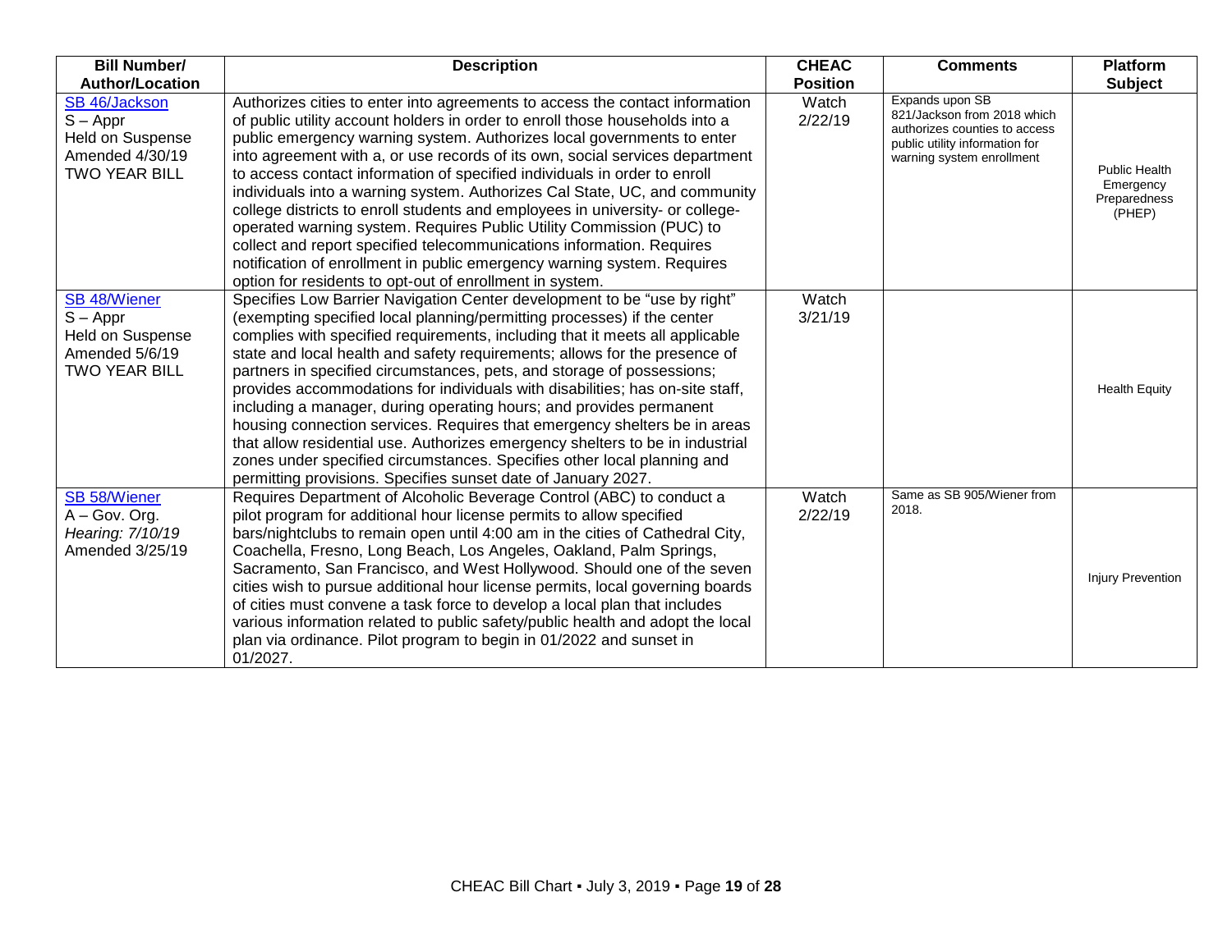| Bill Number/ Author/Location | Description | CHEAC Position | Comments | Platform Subject |
|---|---|---|---|---|
| SB 46/Jackson<br>S – Appr<br>Held on Suspense<br>Amended 4/30/19<br>TWO YEAR BILL | Authorizes cities to enter into agreements to access the contact information of public utility account holders in order to enroll those households into a public emergency warning system. Authorizes local governments to enter into agreement with a, or use records of its own, social services department to access contact information of specified individuals in order to enroll individuals into a warning system. Authorizes Cal State, UC, and community college districts to enroll students and employees in university- or college-operated warning system. Requires Public Utility Commission (PUC) to collect and report specified telecommunications information. Requires notification of enrollment in public emergency warning system. Requires option for residents to opt-out of enrollment in system. | Watch<br>2/22/19 | Expands upon SB 821/Jackson from 2018 which authorizes counties to access public utility information for warning system enrollment | Public Health Emergency Preparedness (PHEP) |
| SB 48/Wiener<br>S – Appr<br>Held on Suspense<br>Amended 5/6/19<br>TWO YEAR BILL | Specifies Low Barrier Navigation Center development to be "use by right" (exempting specified local planning/permitting processes) if the center complies with specified requirements, including that it meets all applicable state and local health and safety requirements; allows for the presence of partners in specified circumstances, pets, and storage of possessions; provides accommodations for individuals with disabilities; has on-site staff, including a manager, during operating hours; and provides permanent housing connection services. Requires that emergency shelters be in areas that allow residential use. Authorizes emergency shelters to be in industrial zones under specified circumstances. Specifies other local planning and permitting provisions. Specifies sunset date of January 2027. | Watch<br>3/21/19 | | Health Equity |
| SB 58/Wiener<br>A – Gov. Org.<br>*Hearing: 7/10/19*<br>Amended 3/25/19 | Requires Department of Alcoholic Beverage Control (ABC) to conduct a pilot program for additional hour license permits to allow specified bars/nightclubs to remain open until 4:00 am in the cities of Cathedral City, Coachella, Fresno, Long Beach, Los Angeles, Oakland, Palm Springs, Sacramento, San Francisco, and West Hollywood. Should one of the seven cities wish to pursue additional hour license permits, local governing boards of cities must convene a task force to develop a local plan that includes various information related to public safety/public health and adopt the local plan via ordinance. Pilot program to begin in 01/2022 and sunset in 01/2027. | Watch<br>2/22/19 | Same as SB 905/Wiener from 2018. | Injury Prevention |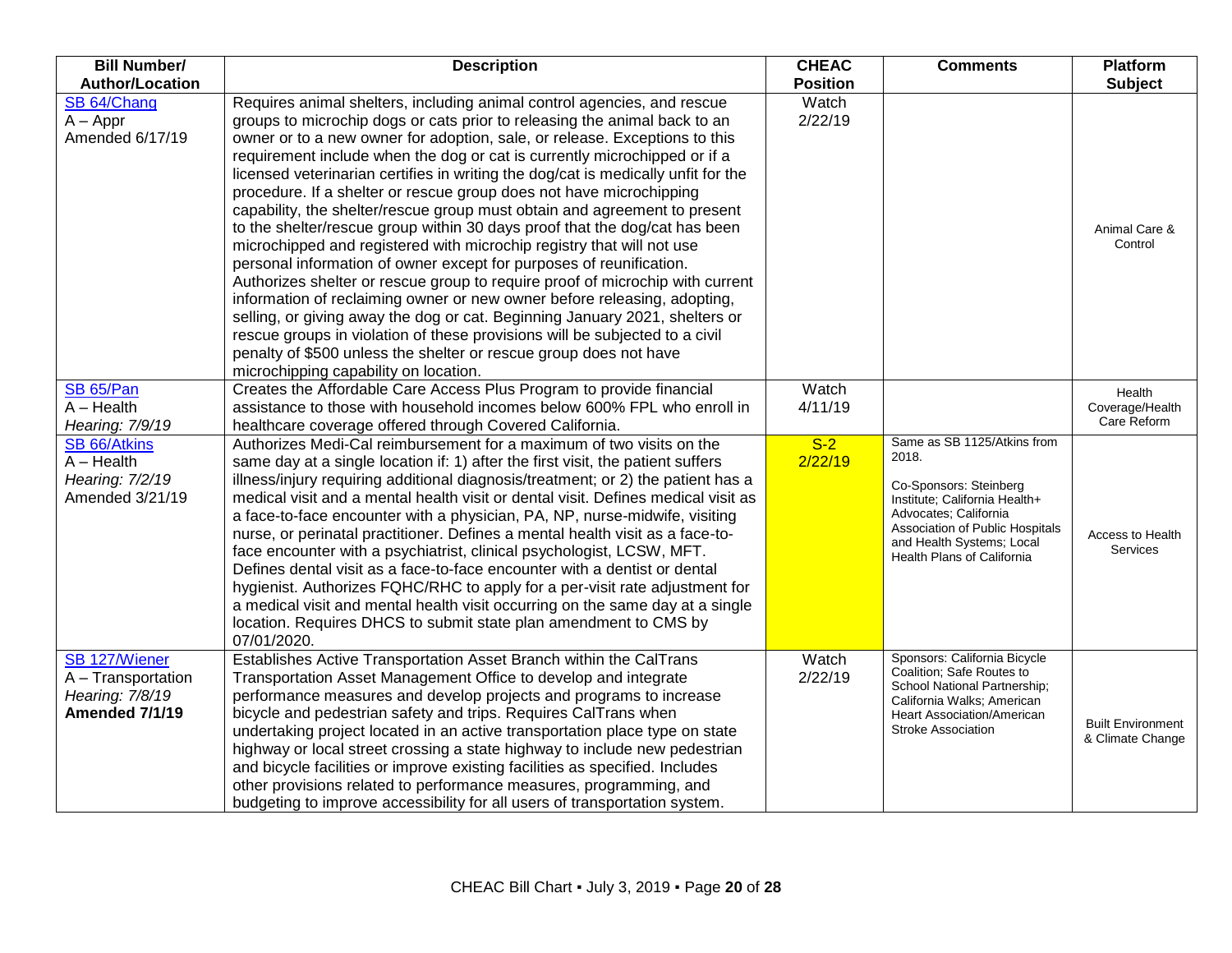| Bill Number/ Author/Location | Description | CHEAC Position | Comments | Platform Subject |
|---|---|---|---|---|
| SB 64/Chang<br>A – Appr<br>Amended 6/17/19 | Requires animal shelters, including animal control agencies, and rescue groups to microchip dogs or cats prior to releasing the animal back to an owner or to a new owner for adoption, sale, or release. Exceptions to this requirement include when the dog or cat is currently microchipped or if a licensed veterinarian certifies in writing the dog/cat is medically unfit for the procedure. If a shelter or rescue group does not have microchipping capability, the shelter/rescue group must obtain and agreement to present to the shelter/rescue group within 30 days proof that the dog/cat has been microchipped and registered with microchip registry that will not use personal information of owner except for purposes of reunification. Authorizes shelter or rescue group to require proof of microchip with current information of reclaiming owner or new owner before releasing, adopting, selling, or giving away the dog or cat. Beginning January 2021, shelters or rescue groups in violation of these provisions will be subjected to a civil penalty of $500 unless the shelter or rescue group does not have microchipping capability on location. | Watch<br>2/22/19 | | Animal Care & Control |
| SB 65/Pan<br>A – Health<br>*Hearing: 7/9/19* | Creates the Affordable Care Access Plus Program to provide financial assistance to those with household incomes below 600% FPL who enroll in healthcare coverage offered through Covered California. | Watch<br>4/11/19 | | Health Coverage/Health Care Reform |
| SB 66/Atkins<br>A – Health<br>*Hearing: 7/2/19*<br>Amended 3/21/19 | Authorizes Medi-Cal reimbursement for a maximum of two visits on the same day at a single location if: 1) after the first visit, the patient suffers illness/injury requiring additional diagnosis/treatment; or 2) the patient has a medical visit and a mental health visit or dental visit. Defines medical visit as a face-to-face encounter with a physician, PA, NP, nurse-midwife, visiting nurse, or perinatal practitioner. Defines a mental health visit as a face-to-face encounter with a psychiatrist, clinical psychologist, LCSW, MFT. Defines dental visit as a face-to-face encounter with a dentist or dental hygienist. Authorizes FQHC/RHC to apply for a per-visit rate adjustment for a medical visit and mental health visit occurring on the same day at a single location. Requires DHCS to submit state plan amendment to CMS by 07/01/2020. | S-2<br>2/22/19 | Same as SB 1125/Atkins from 2018.<br><br>Co-Sponsors: Steinberg Institute; California Health+ Advocates; California Association of Public Hospitals and Health Systems; Local Health Plans of California | Access to Health Services |
| SB 127/Wiener<br>A – Transportation<br>*Hearing: 7/8/19*<br>**Amended 7/1/19** | Establishes Active Transportation Asset Branch within the CalTrans Transportation Asset Management Office to develop and integrate performance measures and develop projects and programs to increase bicycle and pedestrian safety and trips. Requires CalTrans when undertaking project located in an active transportation place type on state highway or local street crossing a state highway to include new pedestrian and bicycle facilities or improve existing facilities as specified. Includes other provisions related to performance measures, programming, and budgeting to improve accessibility for all users of transportation system. | Watch<br>2/22/19 | Sponsors: California Bicycle Coalition; Safe Routes to School National Partnership; California Walks; American Heart Association/American Stroke Association | Built Environment & Climate Change |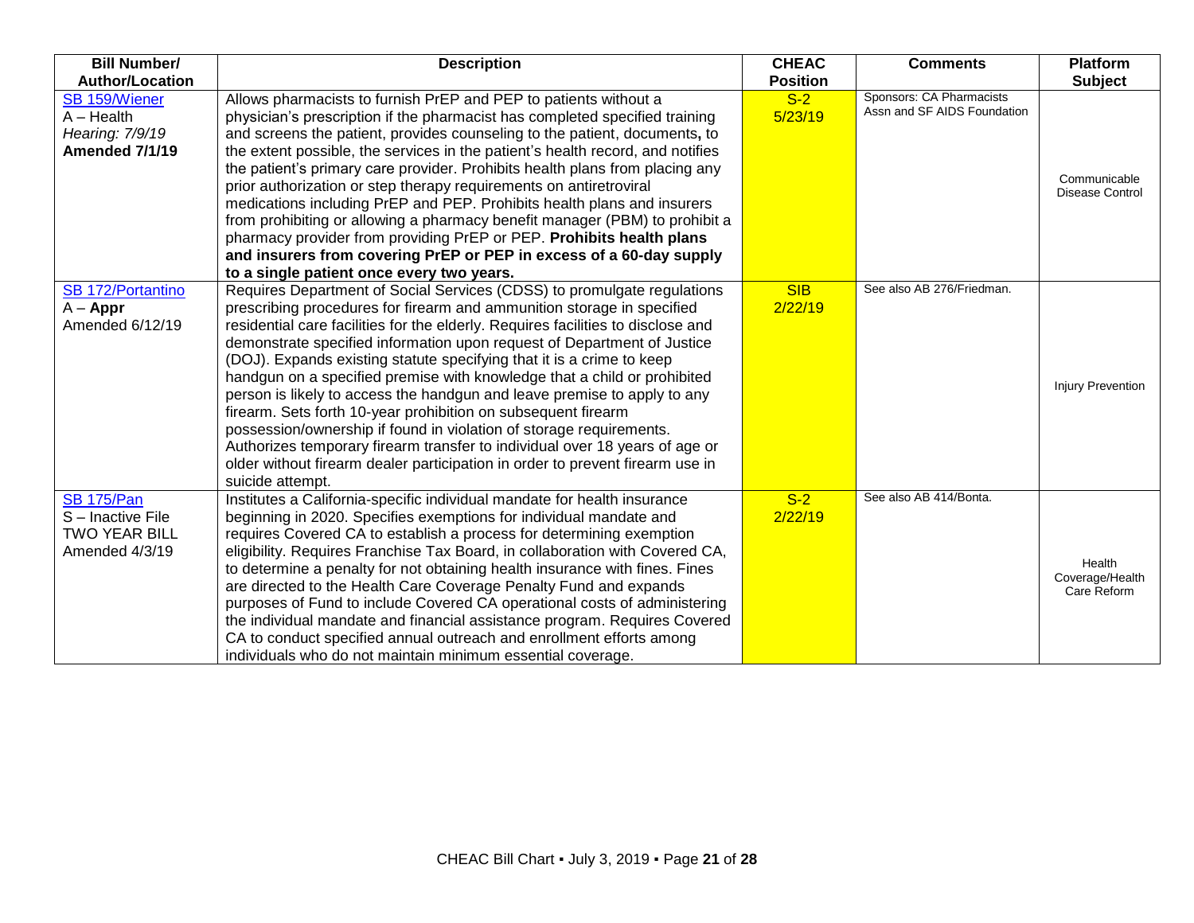| Bill Number/ Author/Location | Description | CHEAC Position | Comments | Platform Subject |
|---|---|---|---|---|
| SB 159/Wiener<br>A – Health<br>*Hearing: 7/9/19*<br>**Amended 7/1/19** | Allows pharmacists to furnish PrEP and PEP to patients without a physician's prescription if the pharmacist has completed specified training and screens the patient, provides counseling to the patient, documents**,** to the extent possible, the services in the patient's health record, and notifies the patient's primary care provider. Prohibits health plans from placing any prior authorization or step therapy requirements on antiretroviral medications including PrEP and PEP. Prohibits health plans and insurers from prohibiting or allowing a pharmacy benefit manager (PBM) to prohibit a pharmacy provider from providing PrEP or PEP. **Prohibits health plans and insurers from covering PrEP or PEP in excess of a 60-day supply to a single patient once every two years.** | S-2<br>5/23/19 | Sponsors: CA Pharmacists Assn and SF AIDS Foundation | Communicable Disease Control |
| SB 172/Portantino<br>A – **Appr**<br>Amended 6/12/19 | Requires Department of Social Services (CDSS) to promulgate regulations prescribing procedures for firearm and ammunition storage in specified residential care facilities for the elderly. Requires facilities to disclose and demonstrate specified information upon request of Department of Justice (DOJ). Expands existing statute specifying that it is a crime to keep handgun on a specified premise with knowledge that a child or prohibited person is likely to access the handgun and leave premise to apply to any firearm. Sets forth 10-year prohibition on subsequent firearm possession/ownership if found in violation of storage requirements. Authorizes temporary firearm transfer to individual over 18 years of age or older without firearm dealer participation in order to prevent firearm use in suicide attempt. | SIB<br>2/22/19 | See also AB 276/Friedman. | Injury Prevention |
| SB 175/Pan<br>S – Inactive File<br>TWO YEAR BILL<br>Amended 4/3/19 | Institutes a California-specific individual mandate for health insurance beginning in 2020. Specifies exemptions for individual mandate and requires Covered CA to establish a process for determining exemption eligibility. Requires Franchise Tax Board, in collaboration with Covered CA, to determine a penalty for not obtaining health insurance with fines. Fines are directed to the Health Care Coverage Penalty Fund and expands purposes of Fund to include Covered CA operational costs of administering the individual mandate and financial assistance program. Requires Covered CA to conduct specified annual outreach and enrollment efforts among individuals who do not maintain minimum essential coverage. | S-2<br>2/22/19 | See also AB 414/Bonta. | Health Coverage/Health Care Reform |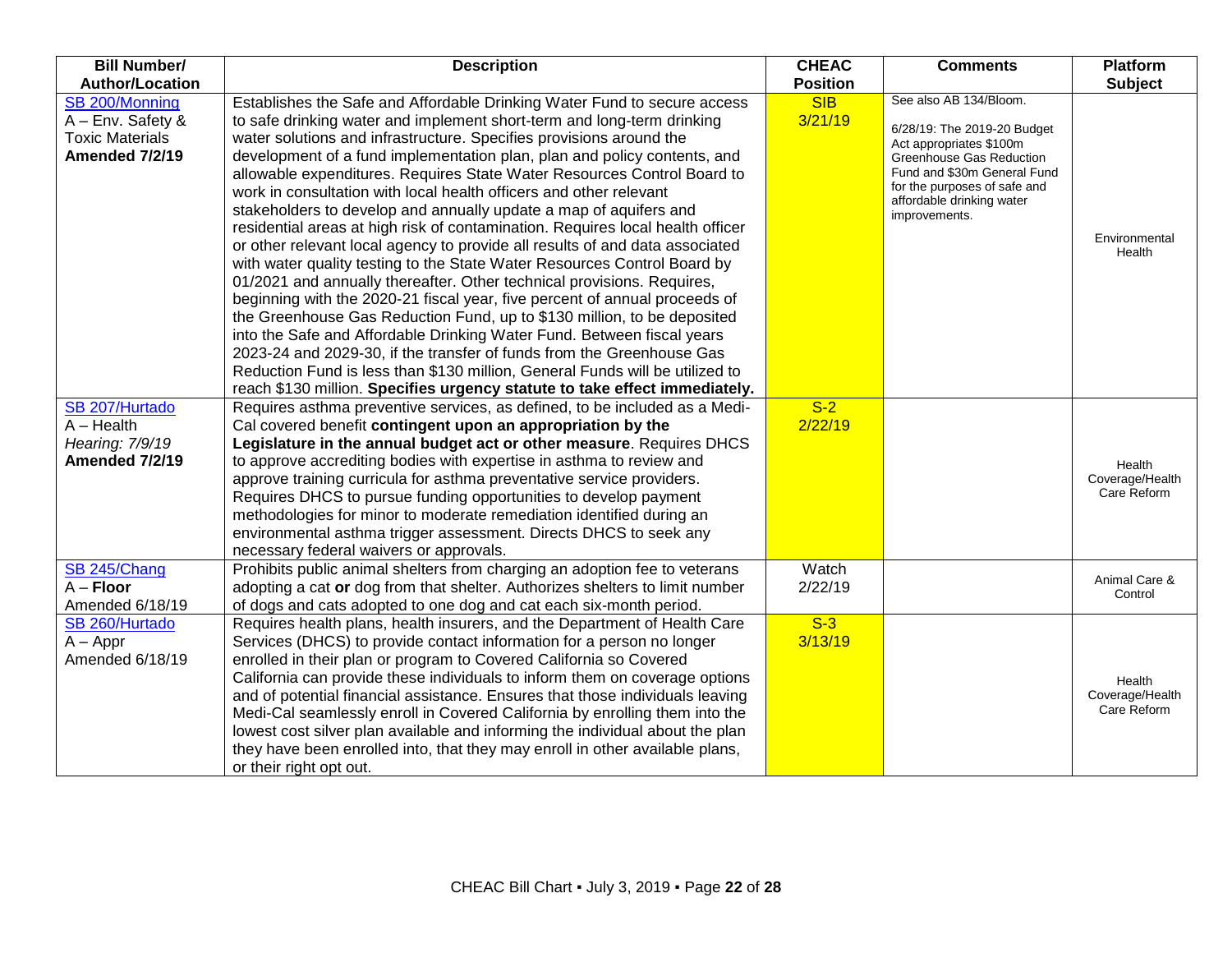| Bill Number/ Author/Location | Description | CHEAC Position | Comments | Platform Subject |
|---|---|---|---|---|
| SB 200/Monning<br>A – Env. Safety & Toxic Materials<br>**Amended 7/2/19** | Establishes the Safe and Affordable Drinking Water Fund to secure access to safe drinking water and implement short-term and long-term drinking water solutions and infrastructure. Specifies provisions around the development of a fund implementation plan, plan and policy contents, and allowable expenditures. Requires State Water Resources Control Board to work in consultation with local health officers and other relevant stakeholders to develop and annually update a map of aquifers and residential areas at high risk of contamination. Requires local health officer or other relevant local agency to provide all results of and data associated with water quality testing to the State Water Resources Control Board by 01/2021 and annually thereafter. Other technical provisions. Requires, beginning with the 2020-21 fiscal year, five percent of annual proceeds of the Greenhouse Gas Reduction Fund, up to $130 million, to be deposited into the Safe and Affordable Drinking Water Fund. Between fiscal years 2023-24 and 2029-30, if the transfer of funds from the Greenhouse Gas Reduction Fund is less than $130 million, General Funds will be utilized to reach $130 million. **Specifies urgency statute to take effect immediately.** | SIB<br>3/21/19 | See also AB 134/Bloom.<br><br>6/28/19: The 2019-20 Budget Act appropriates $100m Greenhouse Gas Reduction Fund and $30m General Fund for the purposes of safe and affordable drinking water improvements. | Environmental Health |
| SB 207/Hurtado<br>A – Health<br>*Hearing: 7/9/19*<br>**Amended 7/2/19** | Requires asthma preventive services, as defined, to be included as a Medi-Cal covered benefit **contingent upon an appropriation by the Legislature in the annual budget act or other measure**. Requires DHCS to approve accrediting bodies with expertise in asthma to review and approve training curricula for asthma preventative service providers. Requires DHCS to pursue funding opportunities to develop payment methodologies for minor to moderate remediation identified during an environmental asthma trigger assessment. Directs DHCS to seek any necessary federal waivers or approvals. | S-2<br>2/22/19 | | Health Coverage/Health Care Reform |
| SB 245/Chang<br>A – **Floor**<br>Amended 6/18/19 | Prohibits public animal shelters from charging an adoption fee to veterans adopting a cat **or** dog from that shelter. Authorizes shelters to limit number of dogs and cats adopted to one dog and cat each six-month period. | Watch<br>2/22/19 | | Animal Care & Control |
| SB 260/Hurtado<br>A – Appr<br>Amended 6/18/19 | Requires health plans, health insurers, and the Department of Health Care Services (DHCS) to provide contact information for a person no longer enrolled in their plan or program to Covered California so Covered California can provide these individuals to inform them on coverage options and of potential financial assistance. Ensures that those individuals leaving Medi-Cal seamlessly enroll in Covered California by enrolling them into the lowest cost silver plan available and informing the individual about the plan they have been enrolled into, that they may enroll in other available plans, or their right opt out. | S-3<br>3/13/19 | | Health Coverage/Health Care Reform |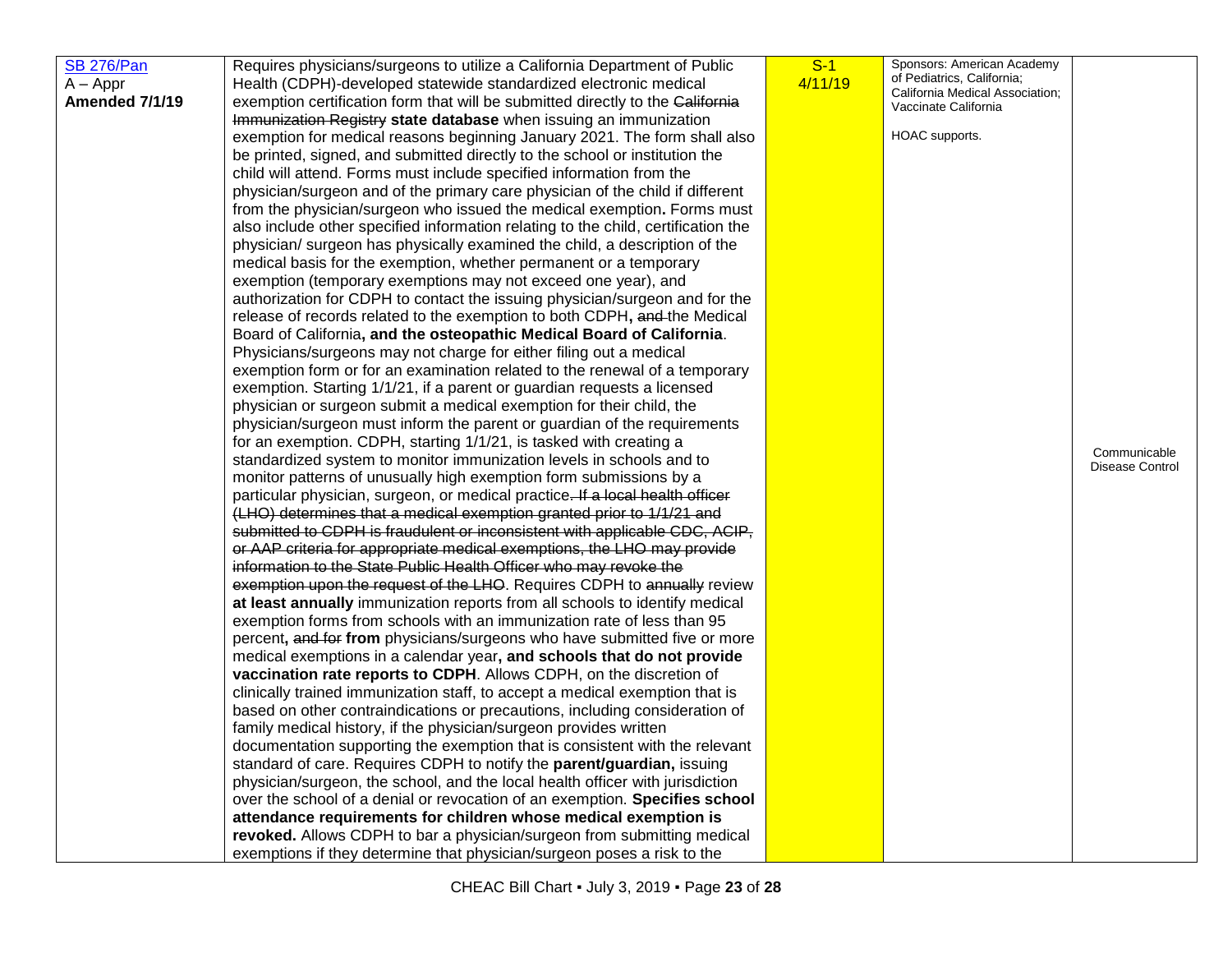| | | | | |
|---|---|---|---|---|
| SB 276/Pan<br>A – Appr<br>**Amended 7/1/19** | Requires physicians/surgeons to utilize a California Department of Public Health (CDPH)-developed statewide standardized electronic medical exemption certification form that will be submitted directly to the ~~California Immunization Registry~~ **state database** when issuing an immunization exemption for medical reasons beginning January 2021. The form shall also be printed, signed, and submitted directly to the school or institution the child will attend. Forms must include specified information from the physician/surgeon and of the primary care physician of the child if different from the physician/surgeon who issued the medical exemption**.** Forms must also include other specified information relating to the child, certification the physician/ surgeon has physically examined the child, a description of the medical basis for the exemption, whether permanent or a temporary exemption (temporary exemptions may not exceed one year), and authorization for CDPH to contact the issuing physician/surgeon and for the release of records related to the exemption to both CDPH**,** ~~and~~ the Medical Board of California**, and the osteopathic Medical Board of California**. Physicians/surgeons may not charge for either filling out a medical exemption form or for an examination related to the renewal of a temporary exemption. Starting 1/1/21, if a parent or guardian requests a licensed physician or surgeon submit a medical exemption for their child, the physician/surgeon must inform the parent or guardian of the requirements for an exemption. CDPH, starting 1/1/21, is tasked with creating a standardized system to monitor immunization levels in schools and to monitor patterns of unusually high exemption form submissions by a particular physician, surgeon, or medical practice~~. If a local health officer (LHO) determines that a medical exemption granted prior to 1/1/21 and submitted to CDPH is fraudulent or inconsistent with applicable CDC, ACIP, or AAP criteria for appropriate medical exemptions, the LHO may provide information to the State Public Health Officer who may revoke the exemption upon the request of the LHO~~. Requires CDPH to ~~annually~~ review **at least annually** immunization reports from all schools to identify medical exemption forms from schools with an immunization rate of less than 95 percent**,** ~~and for~~ **from** physicians/surgeons who have submitted five or more medical exemptions in a calendar year**, and schools that do not provide vaccination rate reports to CDPH**. Allows CDPH, on the discretion of clinically trained immunization staff, to accept a medical exemption that is based on other contraindications or precautions, including consideration of family medical history, if the physician/surgeon provides written documentation supporting the exemption that is consistent with the relevant standard of care. Requires CDPH to notify the **parent/guardian,** issuing physician/surgeon, the school, and the local health officer with jurisdiction over the school of a denial or revocation of an exemption. **Specifies school attendance requirements for children whose medical exemption is revoked.** Allows CDPH to bar a physician/surgeon from submitting medical exemptions if they determine that physician/surgeon poses a risk to the | S-1<br>4/11/19 | Sponsors: American Academy of Pediatrics, California; California Medical Association; Vaccinate California<br><br>HOAC supports. | Communicable Disease Control |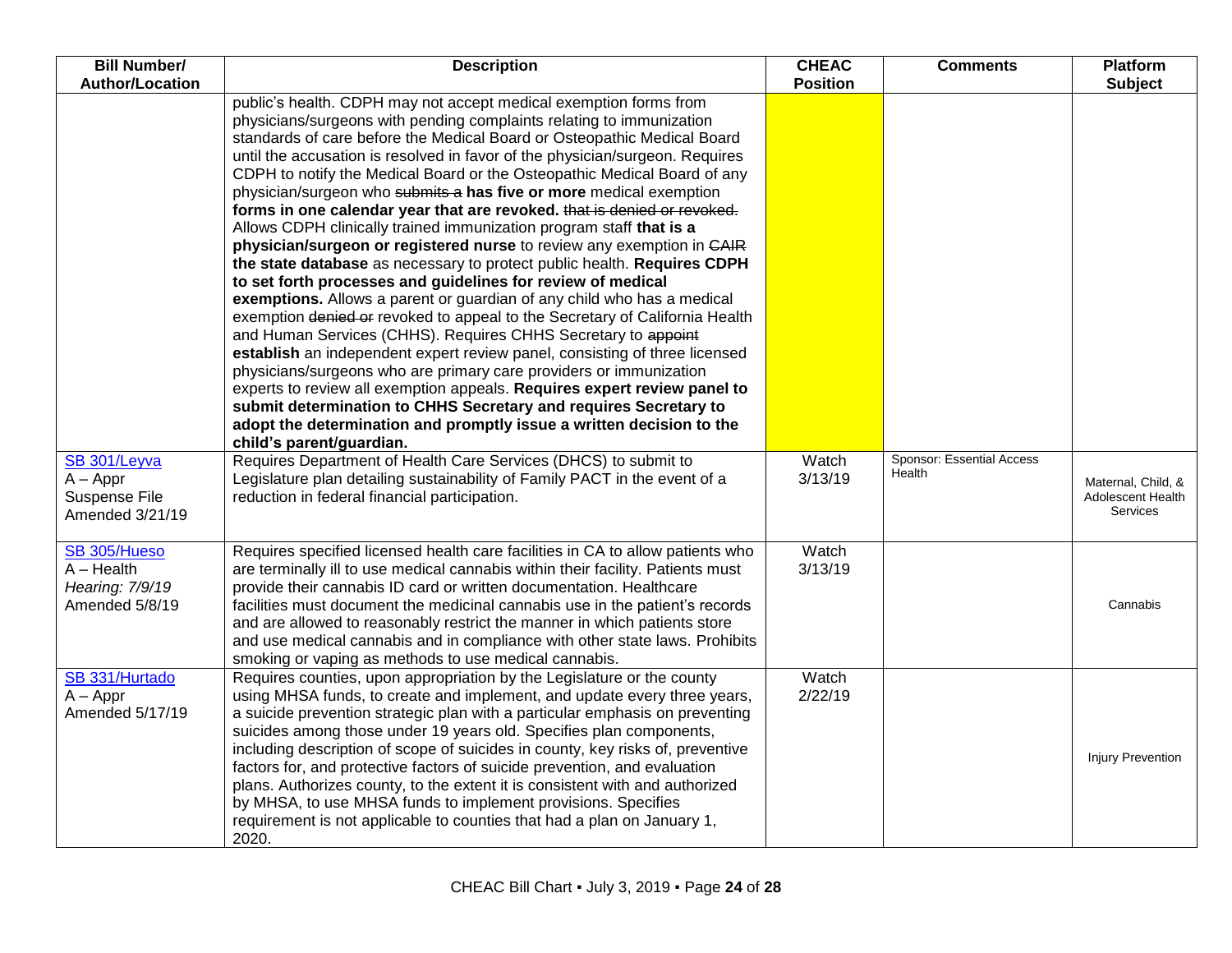| Bill Number/ Author/Location | Description | CHEAC Position | Comments | Platform Subject |
|---|---|---|---|---|
| | public's health. CDPH may not accept medical exemption forms from physicians/surgeons with pending complaints relating to immunization standards of care before the Medical Board or Osteopathic Medical Board until the accusation is resolved in favor of the physician/surgeon. Requires CDPH to notify the Medical Board or the Osteopathic Medical Board of any physician/surgeon who ~~submits a~~ **has five or more** medical exemption **forms in one calendar year that are revoked.** ~~that is denied or revoked.~~ Allows CDPH clinically trained immunization program staff **that is a physician/surgeon or registered nurse** to review any exemption in ~~CAIR~~ **the state database** as necessary to protect public health. **Requires CDPH to set forth processes and guidelines for review of medical exemptions.** Allows a parent or guardian of any child who has a medical exemption ~~denied or~~ revoked to appeal to the Secretary of California Health and Human Services (CHHS). Requires CHHS Secretary to ~~appoint~~ **establish** an independent expert review panel, consisting of three licensed physicians/surgeons who are primary care providers or immunization experts to review all exemption appeals. **Requires expert review panel to submit determination to CHHS Secretary and requires Secretary to adopt the determination and promptly issue a written decision to the child's parent/guardian.** | | | |
| SB 301/Leyva<br>A – Appr<br>Suspense File<br>Amended 3/21/19 | Requires Department of Health Care Services (DHCS) to submit to Legislature plan detailing sustainability of Family PACT in the event of a reduction in federal financial participation. | Watch<br>3/13/19 | Sponsor: Essential Access Health | Maternal, Child, & Adolescent Health Services |
| SB 305/Hueso<br>A – Health<br>*Hearing: 7/9/19*<br>Amended 5/8/19 | Requires specified licensed health care facilities in CA to allow patients who are terminally ill to use medical cannabis within their facility. Patients must provide their cannabis ID card or written documentation. Healthcare facilities must document the medicinal cannabis use in the patient's records and are allowed to reasonably restrict the manner in which patients store and use medical cannabis and in compliance with other state laws. Prohibits smoking or vaping as methods to use medical cannabis. | Watch<br>3/13/19 | | Cannabis |
| SB 331/Hurtado<br>A – Appr<br>Amended 5/17/19 | Requires counties, upon appropriation by the Legislature or the county using MHSA funds, to create and implement, and update every three years, a suicide prevention strategic plan with a particular emphasis on preventing suicides among those under 19 years old. Specifies plan components, including description of scope of suicides in county, key risks of, preventive factors for, and protective factors of suicide prevention, and evaluation plans. Authorizes county, to the extent it is consistent with and authorized by MHSA, to use MHSA funds to implement provisions. Specifies requirement is not applicable to counties that had a plan on January 1, 2020. | Watch<br>2/22/19 | | Injury Prevention |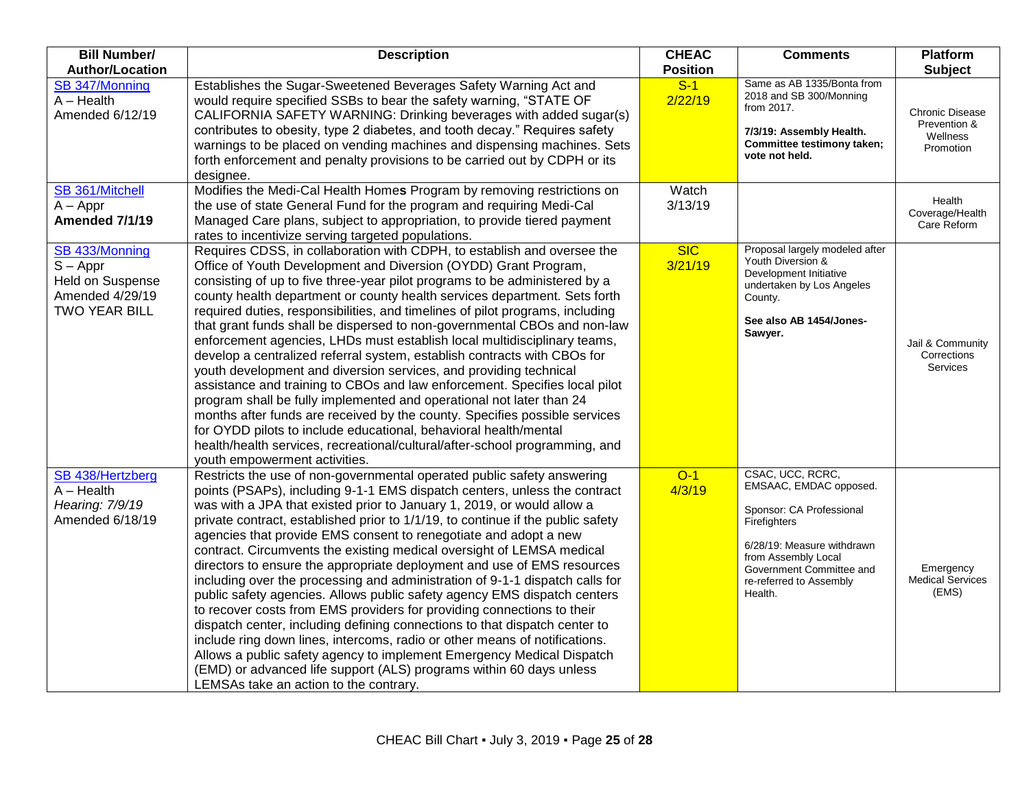| Bill Number/ Author/Location | Description | CHEAC Position | Comments | Platform Subject |
|---|---|---|---|---|
| SB 347/Monning<br>A – Health<br>Amended 6/12/19 | Establishes the Sugar-Sweetened Beverages Safety Warning Act and would require specified SSBs to bear the safety warning, "STATE OF CALIFORNIA SAFETY WARNING: Drinking beverages with added sugar(s) contributes to obesity, type 2 diabetes, and tooth decay." Requires safety warnings to be placed on vending machines and dispensing machines. Sets forth enforcement and penalty provisions to be carried out by CDPH or its designee. | S-1<br>2/22/19 | Same as AB 1335/Bonta from 2018 and SB 300/Monning from 2017.<br><br>**7/3/19: Assembly Health. Committee testimony taken; vote not held.** | Chronic Disease Prevention & Wellness Promotion |
| SB 361/Mitchell<br>A – Appr<br>**Amended 7/1/19** | Modifies the Medi-Cal Health Homes Program by removing restrictions on the use of state General Fund for the program and requiring Medi-Cal Managed Care plans, subject to appropriation, to provide tiered payment rates to incentivize serving targeted populations. | Watch<br>3/13/19 | | Health Coverage/Health Care Reform |
| SB 433/Monning<br>S – Appr<br>Held on Suspense<br>Amended 4/29/19<br>TWO YEAR BILL | Requires CDSS, in collaboration with CDPH, to establish and oversee the Office of Youth Development and Diversion (OYDD) Grant Program, consisting of up to five three-year pilot programs to be administered by a county health department or county health services department. Sets forth required duties, responsibilities, and timelines of pilot programs, including that grant funds shall be dispersed to non-governmental CBOs and non-law enforcement agencies, LHDs must establish local multidisciplinary teams, develop a centralized referral system, establish contracts with CBOs for youth development and diversion services, and providing technical assistance and training to CBOs and law enforcement. Specifies local pilot program shall be fully implemented and operational not later than 24 months after funds are received by the county. Specifies possible services for OYDD pilots to include educational, behavioral health/mental health/health services, recreational/cultural/after-school programming, and youth empowerment activities. | SIC<br>3/21/19 | Proposal largely modeled after Youth Diversion & Development Initiative undertaken by Los Angeles County.<br><br>**See also AB 1454/Jones-Sawyer.** | Jail & Community Corrections Services |
| SB 438/Hertzberg<br>A – Health<br>*Hearing: 7/9/19*<br>Amended 6/18/19 | Restricts the use of non-governmental operated public safety answering points (PSAPs), including 9-1-1 EMS dispatch centers, unless the contract was with a JPA that existed prior to January 1, 2019, or would allow a private contract, established prior to 1/1/19, to continue if the public safety agencies that provide EMS consent to renegotiate and adopt a new contract. Circumvents the existing medical oversight of LEMSA medical directors to ensure the appropriate deployment and use of EMS resources including over the processing and administration of 9-1-1 dispatch calls for public safety agencies. Allows public safety agency EMS dispatch centers to recover costs from EMS providers for providing connections to their dispatch center, including defining connections to that dispatch center to include ring down lines, intercoms, radio or other means of notifications. Allows a public safety agency to implement Emergency Medical Dispatch (EMD) or advanced life support (ALS) programs within 60 days unless LEMSAs take an action to the contrary. | O-1<br>4/3/19 | CSAC, UCC, RCRC, EMSAAC, EMDAC opposed.<br><br>Sponsor: CA Professional Firefighters<br><br>6/28/19: Measure withdrawn from Assembly Local Government Committee and re-referred to Assembly Health. | Emergency Medical Services (EMS) |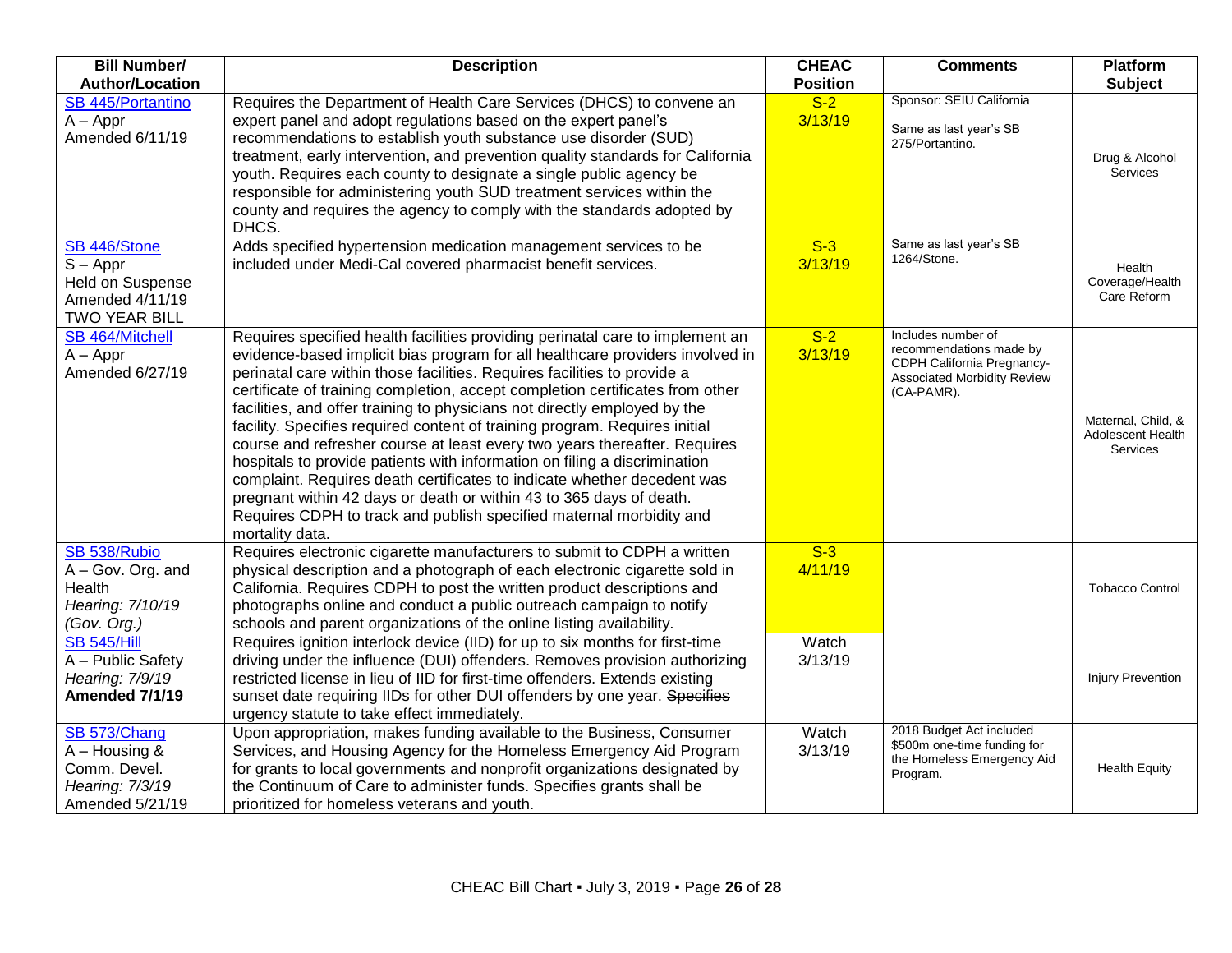| Bill Number/ Author/Location | Description | CHEAC Position | Comments | Platform Subject |
|---|---|---|---|---|
| SB 445/Portantino<br>A – Appr<br>Amended 6/11/19 | Requires the Department of Health Care Services (DHCS) to convene an expert panel and adopt regulations based on the expert panel's recommendations to establish youth substance use disorder (SUD) treatment, early intervention, and prevention quality standards for California youth. Requires each county to designate a single public agency be responsible for administering youth SUD treatment services within the county and requires the agency to comply with the standards adopted by DHCS. | S-2<br>3/13/19 | Sponsor: SEIU California<br><br>Same as last year's SB 275/Portantino. | Drug & Alcohol Services |
| SB 446/Stone<br>S – Appr<br>Held on Suspense<br>Amended 4/11/19<br>TWO YEAR BILL | Adds specified hypertension medication management services to be included under Medi-Cal covered pharmacist benefit services. | S-3<br>3/13/19 | Same as last year's SB 1264/Stone. | Health Coverage/Health Care Reform |
| SB 464/Mitchell<br>A – Appr<br>Amended 6/27/19 | Requires specified health facilities providing perinatal care to implement an evidence-based implicit bias program for all healthcare providers involved in perinatal care within those facilities. Requires facilities to provide a certificate of training completion, accept completion certificates from other facilities, and offer training to physicians not directly employed by the facility. Specifies required content of training program. Requires initial course and refresher course at least every two years thereafter. Requires hospitals to provide patients with information on filing a discrimination complaint. Requires death certificates to indicate whether decedent was pregnant within 42 days or death or within 43 to 365 days of death. Requires CDPH to track and publish specified maternal morbidity and mortality data. | S-2<br>3/13/19 | Includes number of recommendations made by CDPH California Pregnancy-Associated Morbidity Review (CA-PAMR). | Maternal, Child, & Adolescent Health Services |
| SB 538/Rubio<br>A – Gov. Org. and Health<br>*Hearing: 7/10/19 (Gov. Org.)* | Requires electronic cigarette manufacturers to submit to CDPH a written physical description and a photograph of each electronic cigarette sold in California. Requires CDPH to post the written product descriptions and photographs online and conduct a public outreach campaign to notify schools and parent organizations of the online listing availability. | S-3<br>4/11/19 | | Tobacco Control |
| SB 545/Hill<br>A – Public Safety<br>*Hearing: 7/9/19*<br>**Amended 7/1/19** | Requires ignition interlock device (IID) for up to six months for first-time driving under the influence (DUI) offenders. Removes provision authorizing restricted license in lieu of IID for first-time offenders. Extends existing sunset date requiring IIDs for other DUI offenders by one year. ~~Specifies urgency statute to take effect immediately.~~ | Watch<br>3/13/19 | | Injury Prevention |
| SB 573/Chang<br>A – Housing & Comm. Devel.<br>*Hearing: 7/3/19*<br>Amended 5/21/19 | Upon appropriation, makes funding available to the Business, Consumer Services, and Housing Agency for the Homeless Emergency Aid Program for grants to local governments and nonprofit organizations designated by the Continuum of Care to administer funds. Specifies grants shall be prioritized for homeless veterans and youth. | Watch<br>3/13/19 | 2018 Budget Act included $500m one-time funding for the Homeless Emergency Aid Program. | Health Equity |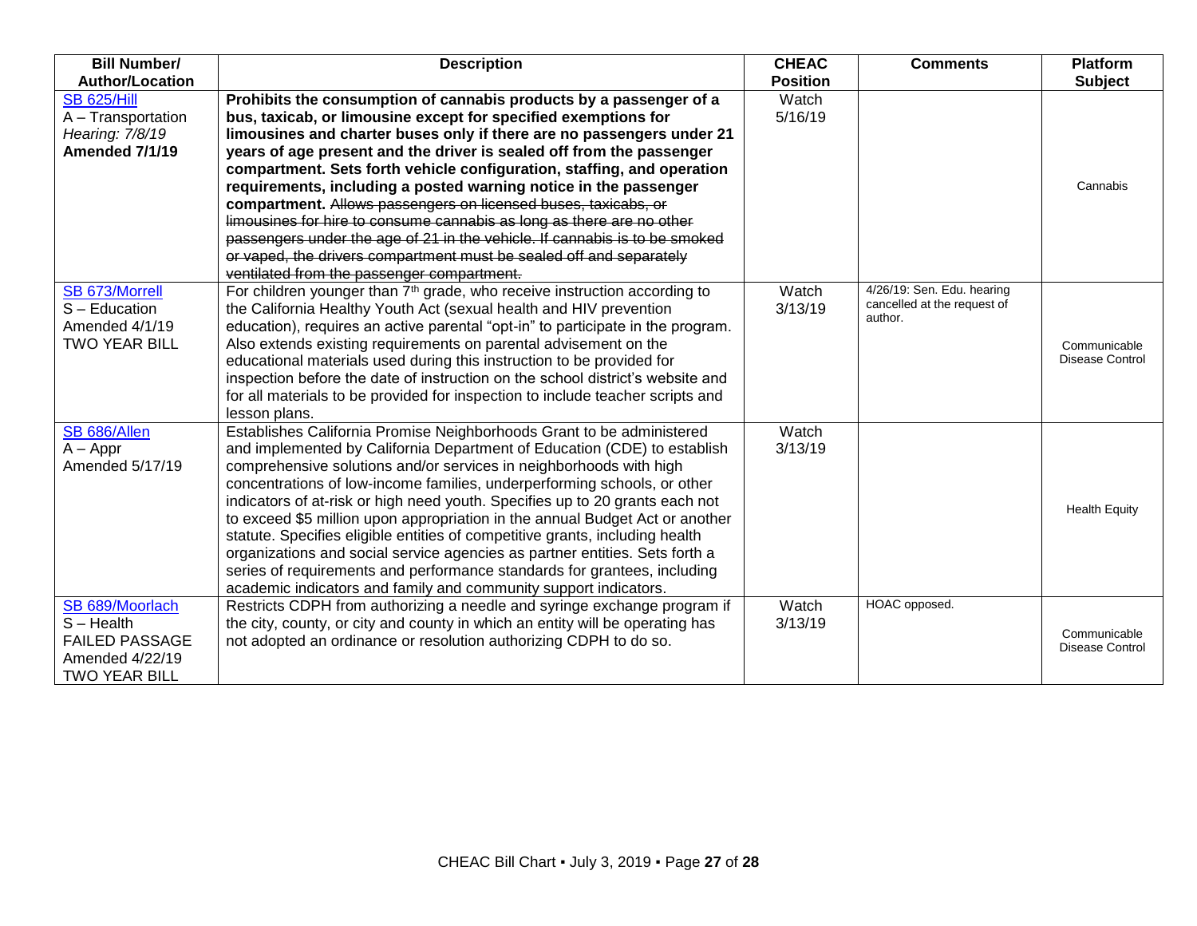| Bill Number/ Author/Location | Description | CHEAC Position | Comments | Platform Subject |
|---|---|---|---|---|
| SB 625/Hill<br>A – Transportation<br>*Hearing: 7/8/19*<br>**Amended 7/1/19** | **Prohibits the consumption of cannabis products by a passenger of a bus, taxicab, or limousine except for specified exemptions for limousines and charter buses only if there are no passengers under 21 years of age present and the driver is sealed off from the passenger compartment. Sets forth vehicle configuration, staffing, and operation requirements, including a posted warning notice in the passenger compartment.** ~~Allows passengers on licensed buses, taxicabs, or limousines for hire to consume cannabis as long as there are no other passengers under the age of 21 in the vehicle. If cannabis is to be smoked or vaped, the drivers compartment must be sealed off and separately ventilated from the passenger compartment.~~ | Watch 5/16/19 | | Cannabis |
| SB 673/Morrell<br>S – Education<br>Amended 4/1/19<br>TWO YEAR BILL | For children younger than 7th grade, who receive instruction according to the California Healthy Youth Act (sexual health and HIV prevention education), requires an active parental "opt-in" to participate in the program. Also extends existing requirements on parental advisement on the educational materials used during this instruction to be provided for inspection before the date of instruction on the school district's website and for all materials to be provided for inspection to include teacher scripts and lesson plans. | Watch 3/13/19 | 4/26/19: Sen. Edu. hearing cancelled at the request of author. | Communicable Disease Control |
| SB 686/Allen<br>A – Appr<br>Amended 5/17/19 | Establishes California Promise Neighborhoods Grant to be administered and implemented by California Department of Education (CDE) to establish comprehensive solutions and/or services in neighborhoods with high concentrations of low-income families, underperforming schools, or other indicators of at-risk or high need youth. Specifies up to 20 grants each not to exceed $5 million upon appropriation in the annual Budget Act or another statute. Specifies eligible entities of competitive grants, including health organizations and social service agencies as partner entities. Sets forth a series of requirements and performance standards for grantees, including academic indicators and family and community support indicators. | Watch 3/13/19 | | Health Equity |
| SB 689/Moorlach<br>S – Health<br>FAILED PASSAGE<br>Amended 4/22/19<br>TWO YEAR BILL | Restricts CDPH from authorizing a needle and syringe exchange program if the city, county, or city and county in which an entity will be operating has not adopted an ordinance or resolution authorizing CDPH to do so. | Watch 3/13/19 | HOAC opposed. | Communicable Disease Control |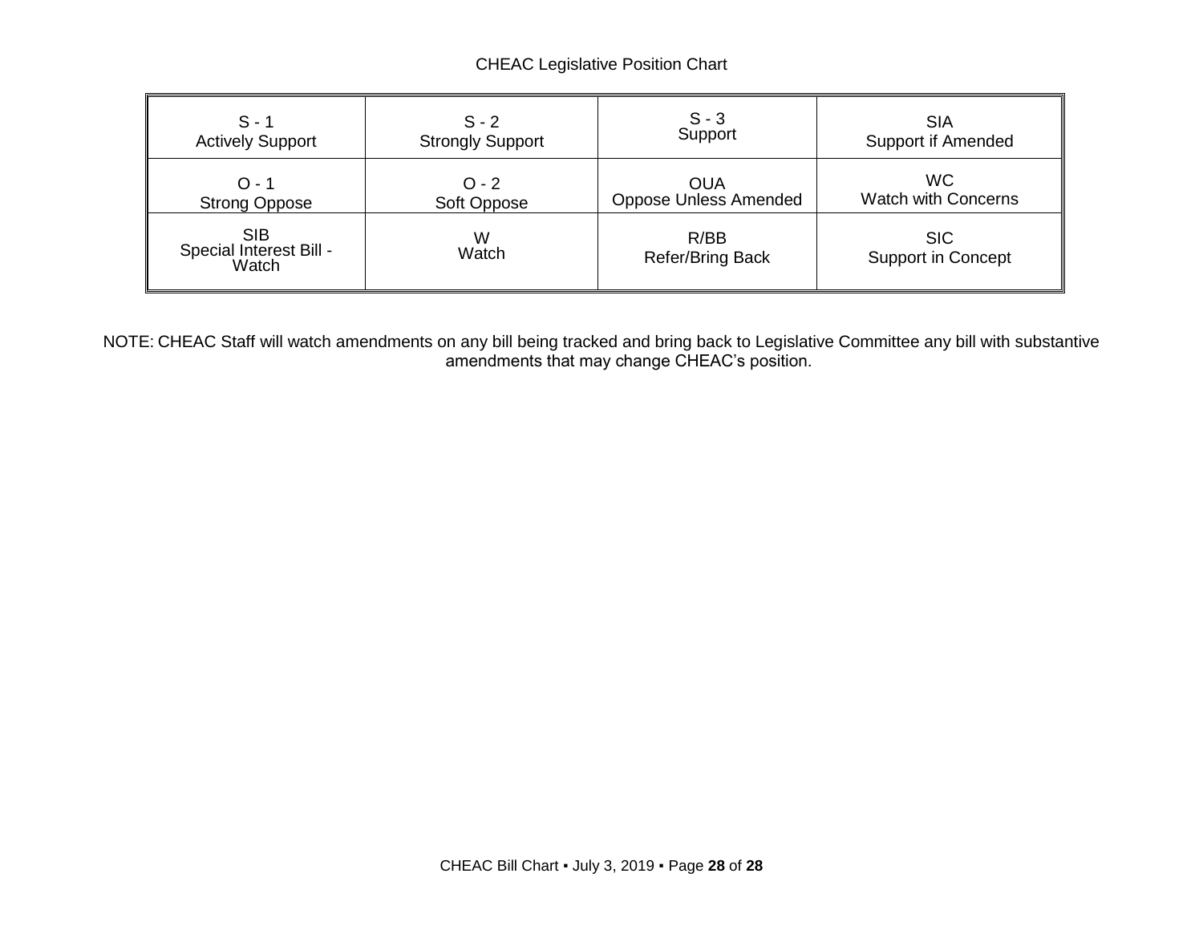CHEAC Legislative Position Chart

| | | | |
|---|---|---|---|
| S - 1<br>Actively Support | S - 2<br>Strongly Support | S - 3<br>Support | SIA<br>Support if Amended |
| O - 1<br>Strong Oppose | O - 2<br>Soft Oppose | OUA<br>Oppose Unless Amended | WC<br>Watch with Concerns |
| SIB<br>Special Interest Bill - Watch | W<br>Watch | R/BB<br>Refer/Bring Back | SIC<br>Support in Concept |

NOTE: CHEAC Staff will watch amendments on any bill being tracked and bring back to Legislative Committee any bill with substantive amendments that may change CHEAC's position.